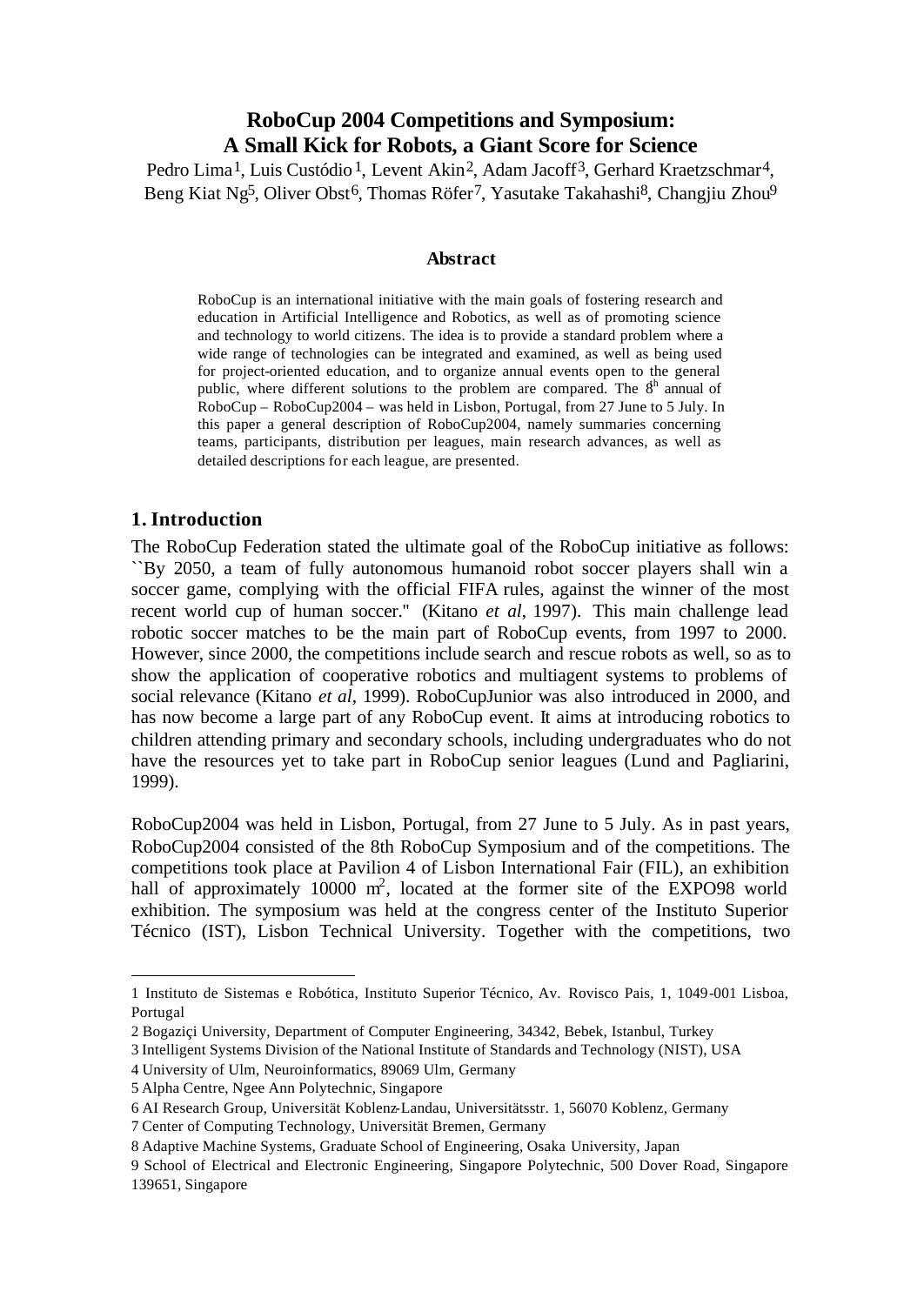# RoboCup 2004 Competitions and Symposium: A Small Kick for Robots, a Giant Score for Science

Pedro Lima[1], Luis Custódio[1], Levent Akin[2], Adam Jacoff[3], Gerhard Kraetzschmar[4], Beng Kiat Ng[5], Oliver Obst[6], Thomas Röfer[7], Yasutake Takahashi[8], Changjiu Zhou[9]

### Abstract

RoboCup is an international initiative with the main goals of fostering research and education in Artificial Intelligence and Robotics, as well as of promoting science and technology to world citizens. The idea is to provide a standard problem where a wide range of technologies can be integrated and examined, as well as being used for project-oriented education, and to organize annual events open to the general public, where different solutions to the problem are compared. The 8th annual of RoboCup – RoboCup2004 – was held in Lisbon, Portugal, from 27 June to 5 July. In this paper a general description of RoboCup2004, namely summaries concerning teams, participants, distribution per leagues, main research advances, as well as detailed descriptions for each league, are presented.

## 1. Introduction

The RoboCup Federation stated the ultimate goal of the RoboCup initiative as follows: ``By 2050, a team of fully autonomous humanoid robot soccer players shall win a soccer game, complying with the official FIFA rules, against the winner of the most recent world cup of human soccer.'' (Kitano *et al*, 1997). This main challenge lead robotic soccer matches to be the main part of RoboCup events, from 1997 to 2000. However, since 2000, the competitions include search and rescue robots as well, so as to show the application of cooperative robotics and multiagent systems to problems of social relevance (Kitano *et al*, 1999). RoboCupJunior was also introduced in 2000, and has now become a large part of any RoboCup event. It aims at introducing robotics to children attending primary and secondary schools, including undergraduates who do not have the resources yet to take part in RoboCup senior leagues (Lund and Pagliarini, 1999).

RoboCup2004 was held in Lisbon, Portugal, from 27 June to 5 July. As in past years, RoboCup2004 consisted of the 8th RoboCup Symposium and of the competitions. The competitions took place at Pavilion 4 of Lisbon International Fair (FIL), an exhibition hall of approximately 10000 m$^2$, located at the former site of the EXPO98 world exhibition. The symposium was held at the congress center of the Instituto Superior Técnico (IST), Lisbon Technical University. Together with the competitions, two

---

1 Instituto de Sistemas e Robótica, Instituto Superior Técnico, Av. Rovisco Pais, 1, 1049-001 Lisboa, Portugal

2 Bogaziçi University, Department of Computer Engineering, 34342, Bebek, Istanbul, Turkey

3 Intelligent Systems Division of the National Institute of Standards and Technology (NIST), USA

4 University of Ulm, Neuroinformatics, 89069 Ulm, Germany

5 Alpha Centre, Ngee Ann Polytechnic, Singapore

6 AI Research Group, Universität Koblenz-Landau, Universitätsstr. 1, 56070 Koblenz, Germany

7 Center of Computing Technology, Universität Bremen, Germany

8 Adaptive Machine Systems, Graduate School of Engineering, Osaka University, Japan

9 School of Electrical and Electronic Engineering, Singapore Polytechnic, 500 Dover Road, Singapore 139651, Singapore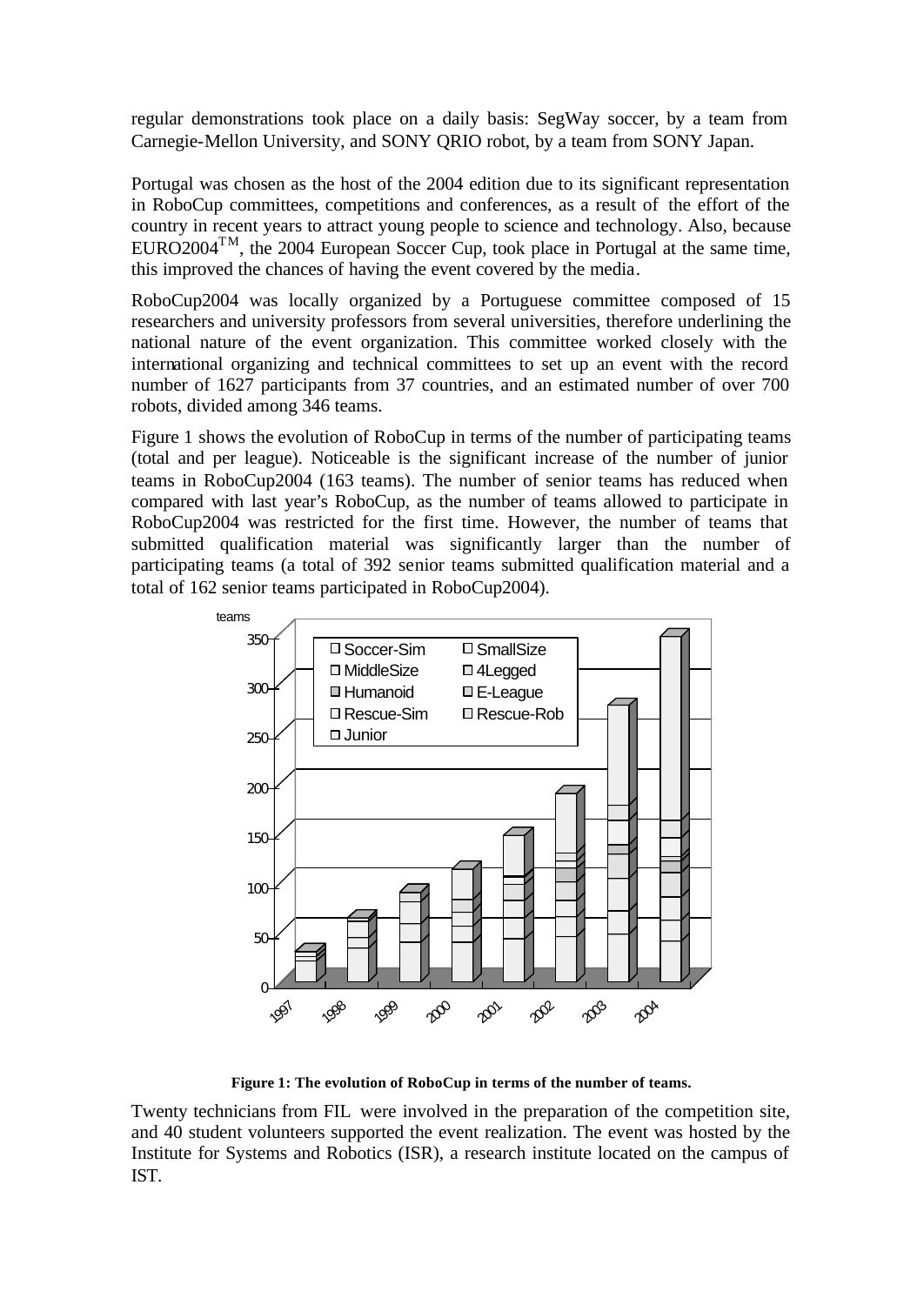regular demonstrations took place on a daily basis: SegWay soccer, by a team from Carnegie-Mellon University, and SONY QRIO robot, by a team from SONY Japan.

Portugal was chosen as the host of the 2004 edition due to its significant representation in RoboCup committees, competitions and conferences, as a result of the effort of the country in recent years to attract young people to science and technology. Also, because EURO2004$^{TM}$, the 2004 European Soccer Cup, took place in Portugal at the same time, this improved the chances of having the event covered by the media.

RoboCup2004 was locally organized by a Portuguese committee composed of 15 researchers and university professors from several universities, therefore underlining the national nature of the event organization. This committee worked closely with the international organizing and technical committees to set up an event with the record number of 1627 participants from 37 countries, and an estimated number of over 700 robots, divided among 346 teams.

Figure 1 shows the evolution of RoboCup in terms of the number of participating teams (total and per league). Noticeable is the significant increase of the number of junior teams in RoboCup2004 (163 teams). The number of senior teams has reduced when compared with last year's RoboCup, as the number of teams allowed to participate in RoboCup2004 was restricted for the first time. However, the number of teams that submitted qualification material was significantly larger than the number of participating teams (a total of 392 senior teams submitted qualification material and a total of 162 senior teams participated in RoboCup2004).

**Figure 1: The evolution of RoboCup in terms of the number of teams.**

Twenty technicians from FIL were involved in the preparation of the competition site, and 40 student volunteers supported the event realization. The event was hosted by the Institute for Systems and Robotics (ISR), a research institute located on the campus of IST.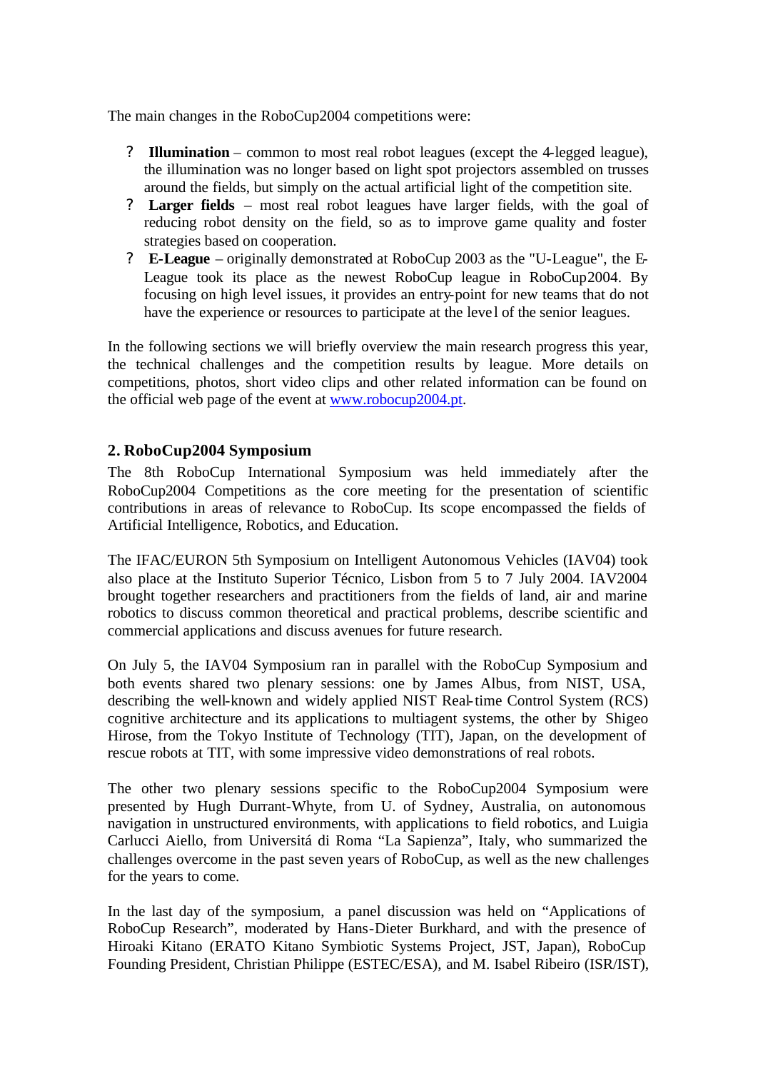The main changes in the RoboCup2004 competitions were:

- **Illumination** – common to most real robot leagues (except the 4-legged league), the illumination was no longer based on light spot projectors assembled on trusses around the fields, but simply on the actual artificial light of the competition site.
- **Larger fields** – most real robot leagues have larger fields, with the goal of reducing robot density on the field, so as to improve game quality and foster strategies based on cooperation.
- **E-League** – originally demonstrated at RoboCup 2003 as the "U-League", the E-League took its place as the newest RoboCup league in RoboCup2004. By focusing on high level issues, it provides an entry-point for new teams that do not have the experience or resources to participate at the level of the senior leagues.

In the following sections we will briefly overview the main research progress this year, the technical challenges and the competition results by league. More details on competitions, photos, short video clips and other related information can be found on the official web page of the event at www.robocup2004.pt.

## 2. RoboCup2004 Symposium

The 8th RoboCup International Symposium was held immediately after the RoboCup2004 Competitions as the core meeting for the presentation of scientific contributions in areas of relevance to RoboCup. Its scope encompassed the fields of Artificial Intelligence, Robotics, and Education.

The IFAC/EURON 5th Symposium on Intelligent Autonomous Vehicles (IAV04) took also place at the Instituto Superior Técnico, Lisbon from 5 to 7 July 2004. IAV2004 brought together researchers and practitioners from the fields of land, air and marine robotics to discuss common theoretical and practical problems, describe scientific and commercial applications and discuss avenues for future research.

On July 5, the IAV04 Symposium ran in parallel with the RoboCup Symposium and both events shared two plenary sessions: one by James Albus, from NIST, USA, describing the well-known and widely applied NIST Real-time Control System (RCS) cognitive architecture and its applications to multiagent systems, the other by Shigeo Hirose, from the Tokyo Institute of Technology (TIT), Japan, on the development of rescue robots at TIT, with some impressive video demonstrations of real robots.

The other two plenary sessions specific to the RoboCup2004 Symposium were presented by Hugh Durrant-Whyte, from U. of Sydney, Australia, on autonomous navigation in unstructured environments, with applications to field robotics, and Luigia Carlucci Aiello, from Universitá di Roma "La Sapienza", Italy, who summarized the challenges overcome in the past seven years of RoboCup, as well as the new challenges for the years to come.

In the last day of the symposium, a panel discussion was held on "Applications of RoboCup Research", moderated by Hans-Dieter Burkhard, and with the presence of Hiroaki Kitano (ERATO Kitano Symbiotic Systems Project, JST, Japan), RoboCup Founding President, Christian Philippe (ESTEC/ESA), and M. Isabel Ribeiro (ISR/IST),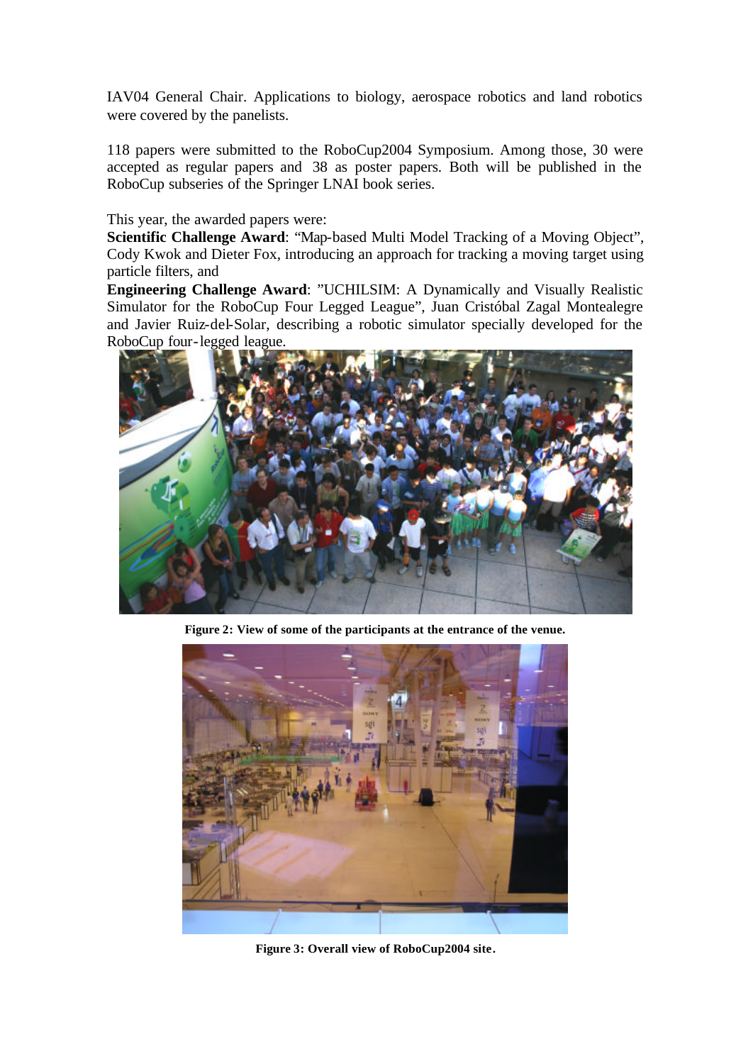IAV04 General Chair. Applications to biology, aerospace robotics and land robotics were covered by the panelists.

118 papers were submitted to the RoboCup2004 Symposium. Among those, 30 were accepted as regular papers and 38 as poster papers. Both will be published in the RoboCup subseries of the Springer LNAI book series.

This year, the awarded papers were:
**Scientific Challenge Award**: "Map-based Multi Model Tracking of a Moving Object", Cody Kwok and Dieter Fox, introducing an approach for tracking a moving target using particle filters, and
**Engineering Challenge Award**: "UCHILSIM: A Dynamically and Visually Realistic Simulator for the RoboCup Four Legged League", Juan Cristóbal Zagal Montealegre and Javier Ruiz-del-Solar, describing a robotic simulator specially developed for the RoboCup four-legged league.

**Figure 2: View of some of the participants at the entrance of the venue.**

**Figure 3: Overall view of RoboCup2004 site.**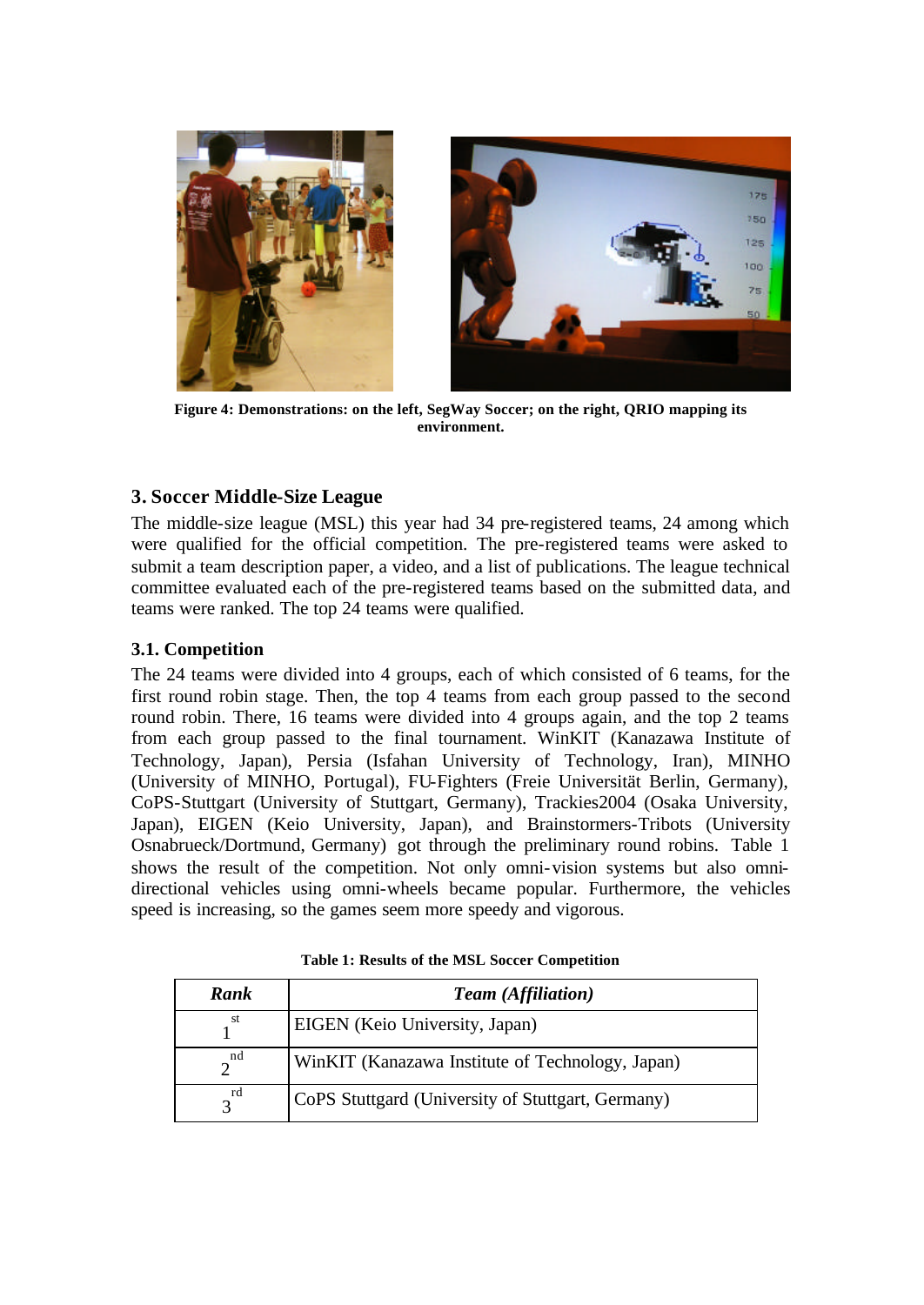Figure 4: Demonstrations: on the left, SegWay Soccer; on the right, QRIO mapping its environment.

## 3. Soccer Middle-Size League

The middle-size league (MSL) this year had 34 pre-registered teams, 24 among which were qualified for the official competition. The pre-registered teams were asked to submit a team description paper, a video, and a list of publications. The league technical committee evaluated each of the pre-registered teams based on the submitted data, and teams were ranked. The top 24 teams were qualified.

### 3.1. Competition

The 24 teams were divided into 4 groups, each of which consisted of 6 teams, for the first round robin stage. Then, the top 4 teams from each group passed to the second round robin. There, 16 teams were divided into 4 groups again, and the top 2 teams from each group passed to the final tournament. WinKIT (Kanazawa Institute of Technology, Japan), Persia (Isfahan University of Technology, Iran), MINHO (University of MINHO, Portugal), FU-Fighters (Freie Universität Berlin, Germany), CoPS-Stuttgart (University of Stuttgart, Germany), Trackies2004 (Osaka University, Japan), EIGEN (Keio University, Japan), and Brainstormers-Tribots (University Osnabrueck/Dortmund, Germany) got through the preliminary round robins. Table 1 shows the result of the competition. Not only omni-vision systems but also omni-directional vehicles using omni-wheels became popular. Furthermore, the vehicles speed is increasing, so the games seem more speedy and vigorous.

Table 1: Results of the MSL Soccer Competition

| *Rank* | *Team (Affiliation)* |
|---|---|
| 1st | EIGEN (Keio University, Japan) |
| 2nd | WinKIT (Kanazawa Institute of Technology, Japan) |
| 3rd | CoPS Stuttgard (University of Stuttgart, Germany) |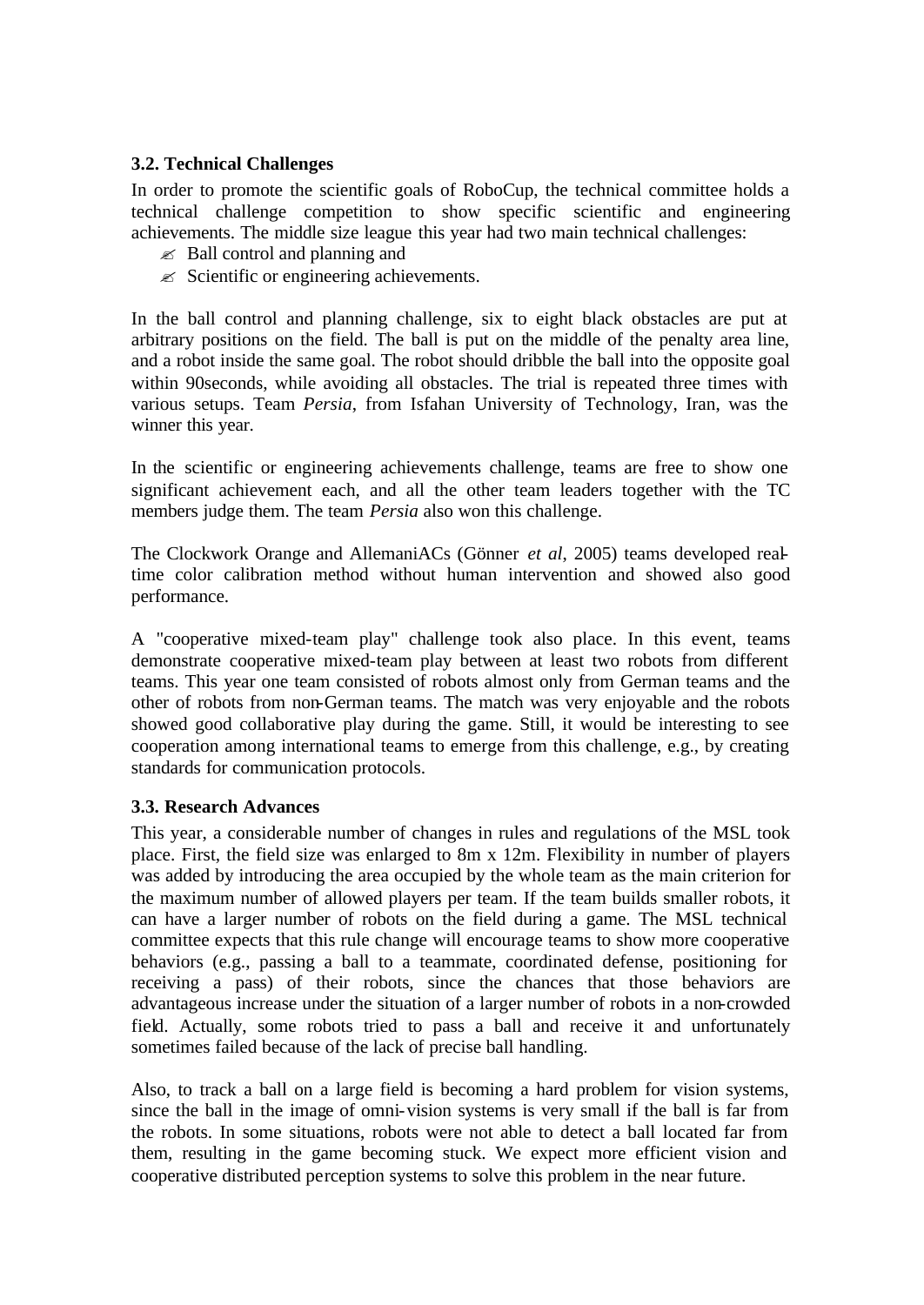### 3.2. Technical Challenges

In order to promote the scientific goals of RoboCup, the technical committee holds a technical challenge competition to show specific scientific and engineering achievements. The middle size league this year had two main technical challenges:

- Ball control and planning and
- Scientific or engineering achievements.

In the ball control and planning challenge, six to eight black obstacles are put at arbitrary positions on the field. The ball is put on the middle of the penalty area line, and a robot inside the same goal. The robot should dribble the ball into the opposite goal within 90seconds, while avoiding all obstacles. The trial is repeated three times with various setups. Team *Persia*, from Isfahan University of Technology, Iran, was the winner this year.

In the scientific or engineering achievements challenge, teams are free to show one significant achievement each, and all the other team leaders together with the TC members judge them. The team *Persia* also won this challenge.

The Clockwork Orange and AllemaniACs (Gönner *et al*, 2005) teams developed real-time color calibration method without human intervention and showed also good performance.

A "cooperative mixed-team play" challenge took also place. In this event, teams demonstrate cooperative mixed-team play between at least two robots from different teams. This year one team consisted of robots almost only from German teams and the other of robots from non-German teams. The match was very enjoyable and the robots showed good collaborative play during the game. Still, it would be interesting to see cooperation among international teams to emerge from this challenge, e.g., by creating standards for communication protocols.

### 3.3. Research Advances

This year, a considerable number of changes in rules and regulations of the MSL took place. First, the field size was enlarged to 8m x 12m. Flexibility in number of players was added by introducing the area occupied by the whole team as the main criterion for the maximum number of allowed players per team. If the team builds smaller robots, it can have a larger number of robots on the field during a game. The MSL technical committee expects that this rule change will encourage teams to show more cooperative behaviors (e.g., passing a ball to a teammate, coordinated defense, positioning for receiving a pass) of their robots, since the chances that those behaviors are advantageous increase under the situation of a larger number of robots in a non-crowded field. Actually, some robots tried to pass a ball and receive it and unfortunately sometimes failed because of the lack of precise ball handling.

Also, to track a ball on a large field is becoming a hard problem for vision systems, since the ball in the image of omni-vision systems is very small if the ball is far from the robots. In some situations, robots were not able to detect a ball located far from them, resulting in the game becoming stuck. We expect more efficient vision and cooperative distributed perception systems to solve this problem in the near future.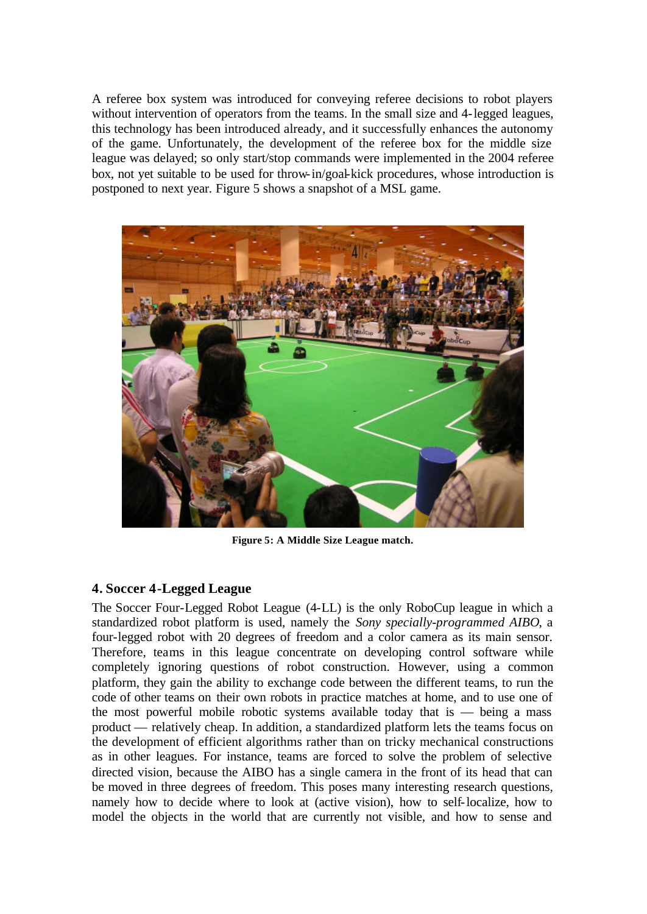A referee box system was introduced for conveying referee decisions to robot players without intervention of operators from the teams. In the small size and 4-legged leagues, this technology has been introduced already, and it successfully enhances the autonomy of the game. Unfortunately, the development of the referee box for the middle size league was delayed; so only start/stop commands were implemented in the 2004 referee box, not yet suitable to be used for throw-in/goal-kick procedures, whose introduction is postponed to next year. Figure 5 shows a snapshot of a MSL game.

**Figure 5: A Middle Size League match.**

## 4. Soccer 4-Legged League

The Soccer Four-Legged Robot League (4-LL) is the only RoboCup league in which a standardized robot platform is used, namely the *Sony specially-programmed AIBO*, a four-legged robot with 20 degrees of freedom and a color camera as its main sensor. Therefore, teams in this league concentrate on developing control software while completely ignoring questions of robot construction. However, using a common platform, they gain the ability to exchange code between the different teams, to run the code of other teams on their own robots in practice matches at home, and to use one of the most powerful mobile robotic systems available today that is — being a mass product — relatively cheap. In addition, a standardized platform lets the teams focus on the development of efficient algorithms rather than on tricky mechanical constructions as in other leagues. For instance, teams are forced to solve the problem of selective directed vision, because the AIBO has a single camera in the front of its head that can be moved in three degrees of freedom. This poses many interesting research questions, namely how to decide where to look at (active vision), how to self-localize, how to model the objects in the world that are currently not visible, and how to sense and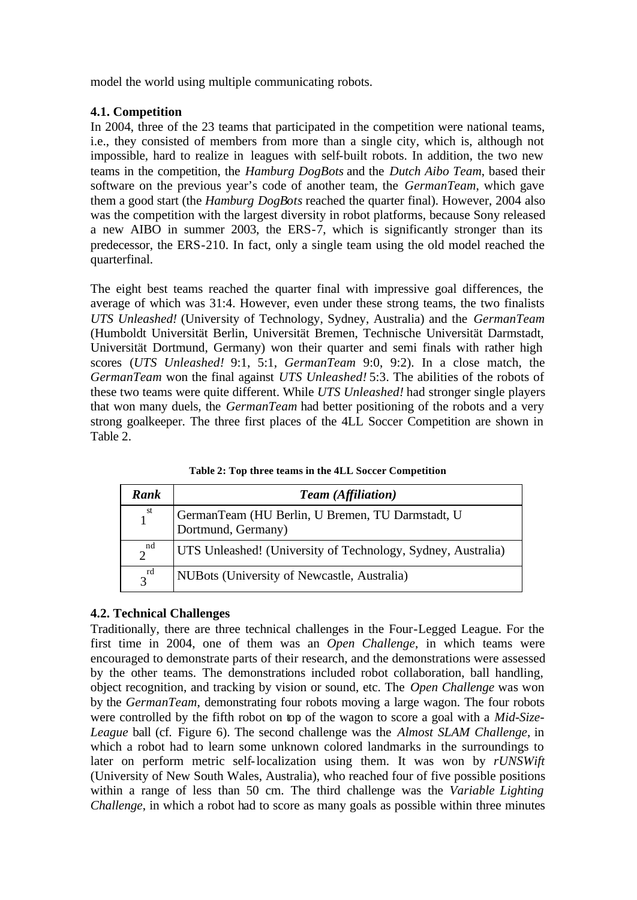model the world using multiple communicating robots.

### 4.1. Competition

In 2004, three of the 23 teams that participated in the competition were national teams, i.e., they consisted of members from more than a single city, which is, although not impossible, hard to realize in leagues with self-built robots. In addition, the two new teams in the competition, the *Hamburg DogBots* and the *Dutch Aibo Team*, based their software on the previous year's code of another team, the *GermanTeam*, which gave them a good start (the *Hamburg DogBots* reached the quarter final). However, 2004 also was the competition with the largest diversity in robot platforms, because Sony released a new AIBO in summer 2003, the ERS-7, which is significantly stronger than its predecessor, the ERS-210. In fact, only a single team using the old model reached the quarterfinal.

The eight best teams reached the quarter final with impressive goal differences, the average of which was 31:4. However, even under these strong teams, the two finalists *UTS Unleashed!* (University of Technology, Sydney, Australia) and the *GermanTeam* (Humboldt Universität Berlin, Universität Bremen, Technische Universität Darmstadt, Universität Dortmund, Germany) won their quarter and semi finals with rather high scores (*UTS Unleashed!* 9:1, 5:1, *GermanTeam* 9:0, 9:2). In a close match, the *GermanTeam* won the final against *UTS Unleashed!* 5:3. The abilities of the robots of these two teams were quite different. While *UTS Unleashed!* had stronger single players that won many duels, the *GermanTeam* had better positioning of the robots and a very strong goalkeeper. The three first places of the 4LL Soccer Competition are shown in Table 2.

**Table 2: Top three teams in the 4LL Soccer Competition**

| *Rank* | *Team (Affiliation)* |
|---|---|
| 1st | GermanTeam (HU Berlin, U Bremen, TU Darmstadt, U Dortmund, Germany) |
| 2nd | UTS Unleashed! (University of Technology, Sydney, Australia) |
| 3rd | NUBots (University of Newcastle, Australia) |

### 4.2. Technical Challenges

Traditionally, there are three technical challenges in the Four-Legged League. For the first time in 2004, one of them was an *Open Challenge*, in which teams were encouraged to demonstrate parts of their research, and the demonstrations were assessed by the other teams. The demonstrations included robot collaboration, ball handling, object recognition, and tracking by vision or sound, etc. The *Open Challenge* was won by the *GermanTeam*, demonstrating four robots moving a large wagon. The four robots were controlled by the fifth robot on top of the wagon to score a goal with a *Mid-Size-League* ball (cf. Figure 6). The second challenge was the *Almost SLAM Challenge*, in which a robot had to learn some unknown colored landmarks in the surroundings to later on perform metric self-localization using them. It was won by *rUNSWift* (University of New South Wales, Australia), who reached four of five possible positions within a range of less than 50 cm. The third challenge was the *Variable Lighting Challenge*, in which a robot had to score as many goals as possible within three minutes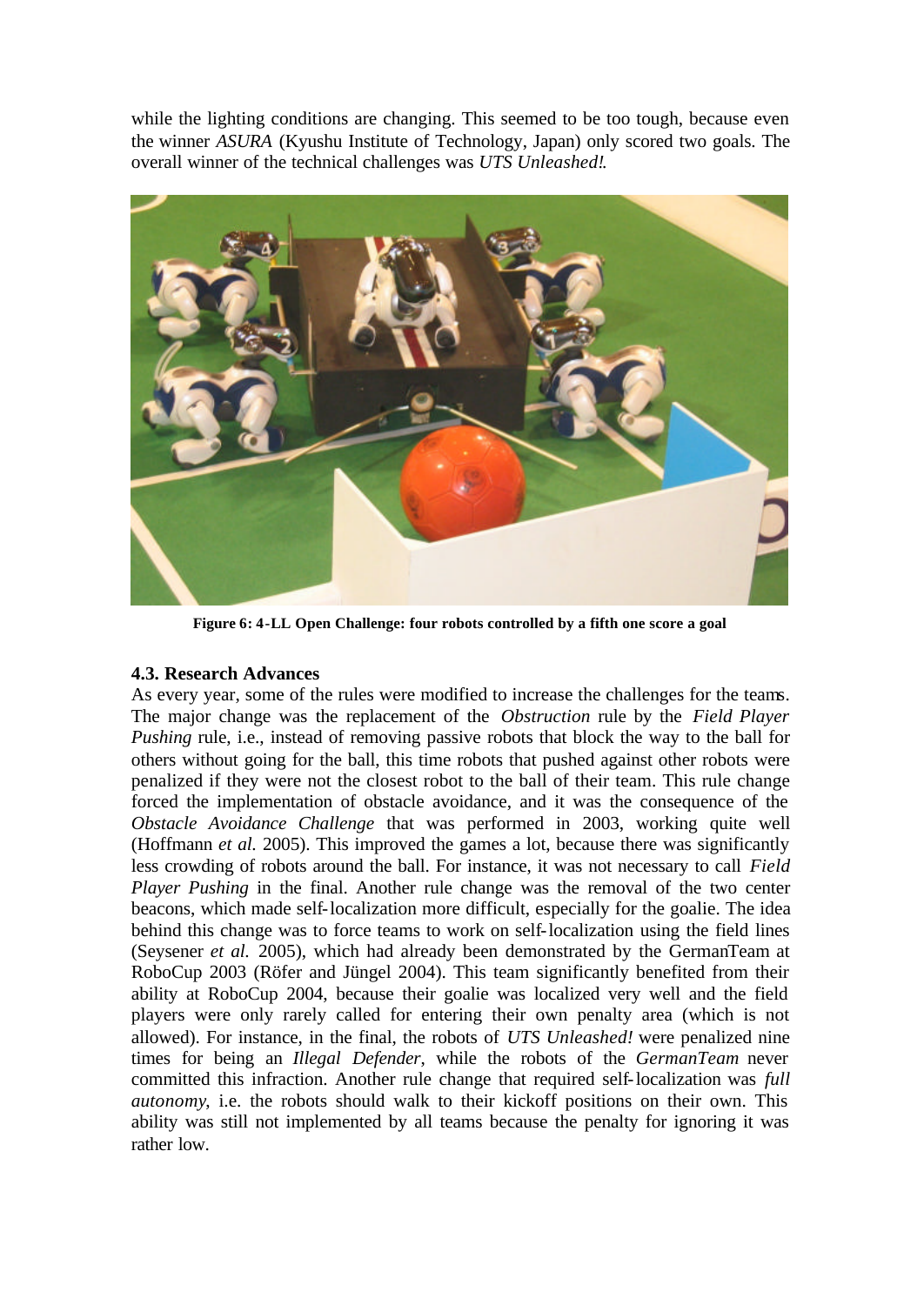while the lighting conditions are changing. This seemed to be too tough, because even the winner *ASURA* (Kyushu Institute of Technology, Japan) only scored two goals. The overall winner of the technical challenges was *UTS Unleashed!*.

**Figure 6: 4-LL Open Challenge: four robots controlled by a fifth one score a goal**

### 4.3. Research Advances

As every year, some of the rules were modified to increase the challenges for the teams. The major change was the replacement of the *Obstruction* rule by the *Field Player Pushing* rule, i.e., instead of removing passive robots that block the way to the ball for others without going for the ball, this time robots that pushed against other robots were penalized if they were not the closest robot to the ball of their team. This rule change forced the implementation of obstacle avoidance, and it was the consequence of the *Obstacle Avoidance Challenge* that was performed in 2003, working quite well (Hoffmann *et al.* 2005). This improved the games a lot, because there was significantly less crowding of robots around the ball. For instance, it was not necessary to call *Field Player Pushing* in the final. Another rule change was the removal of the two center beacons, which made self-localization more difficult, especially for the goalie. The idea behind this change was to force teams to work on self-localization using the field lines (Seysener *et al.* 2005), which had already been demonstrated by the GermanTeam at RoboCup 2003 (Röfer and Jüngel 2004). This team significantly benefited from their ability at RoboCup 2004, because their goalie was localized very well and the field players were only rarely called for entering their own penalty area (which is not allowed). For instance, in the final, the robots of *UTS Unleashed!* were penalized nine times for being an *Illegal Defender*, while the robots of the *GermanTeam* never committed this infraction. Another rule change that required self-localization was *full autonomy*, i.e. the robots should walk to their kickoff positions on their own. This ability was still not implemented by all teams because the penalty for ignoring it was rather low.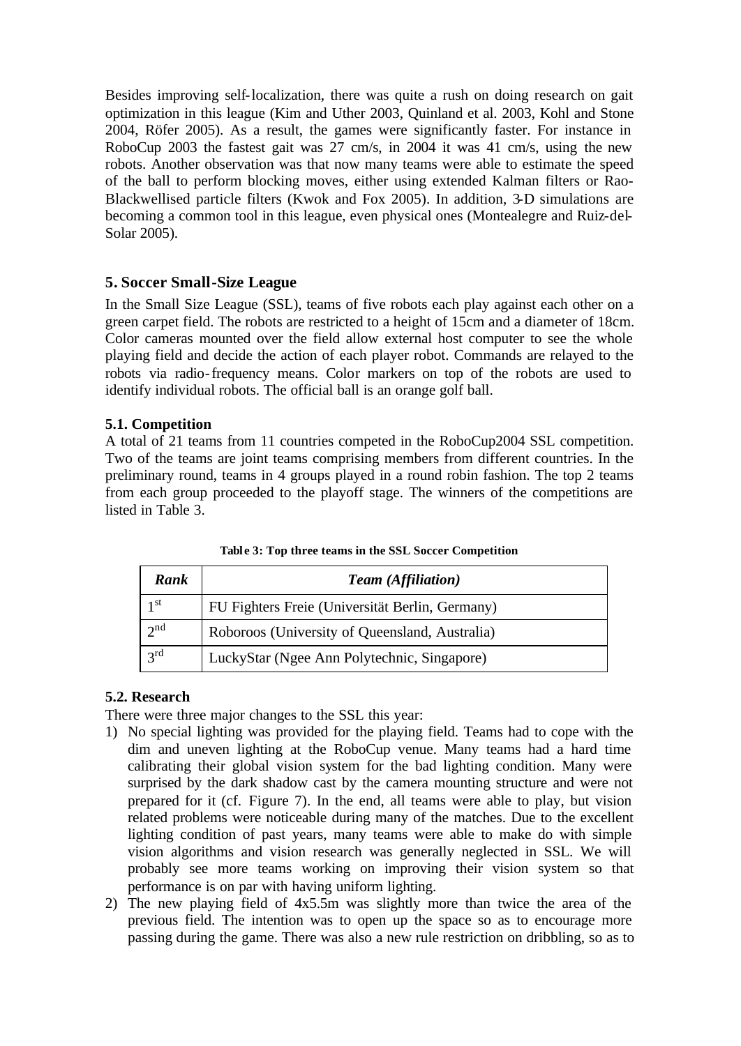Besides improving self-localization, there was quite a rush on doing research on gait optimization in this league (Kim and Uther 2003, Quinland et al. 2003, Kohl and Stone 2004, Röfer 2005). As a result, the games were significantly faster. For instance in RoboCup 2003 the fastest gait was 27 cm/s, in 2004 it was 41 cm/s, using the new robots. Another observation was that now many teams were able to estimate the speed of the ball to perform blocking moves, either using extended Kalman filters or Rao-Blackwellised particle filters (Kwok and Fox 2005). In addition, 3-D simulations are becoming a common tool in this league, even physical ones (Montealegre and Ruiz-del-Solar 2005).

## 5. Soccer Small-Size League

In the Small Size League (SSL), teams of five robots each play against each other on a green carpet field. The robots are restricted to a height of 15cm and a diameter of 18cm. Color cameras mounted over the field allow external host computer to see the whole playing field and decide the action of each player robot. Commands are relayed to the robots via radio-frequency means. Color markers on top of the robots are used to identify individual robots. The official ball is an orange golf ball.

### 5.1. Competition

A total of 21 teams from 11 countries competed in the RoboCup2004 SSL competition. Two of the teams are joint teams comprising members from different countries. In the preliminary round, teams in 4 groups played in a round robin fashion. The top 2 teams from each group proceeded to the playoff stage. The winners of the competitions are listed in Table 3.

**Table 3: Top three teams in the SSL Soccer Competition**

| *Rank* | *Team (Affiliation)* |
|---|---|
| 1st | FU Fighters Freie (Universität Berlin, Germany) |
| 2nd | Roboroos (University of Queensland, Australia) |
| 3rd | LuckyStar (Ngee Ann Polytechnic, Singapore) |

### 5.2. Research

There were three major changes to the SSL this year:

1) No special lighting was provided for the playing field. Teams had to cope with the dim and uneven lighting at the RoboCup venue. Many teams had a hard time calibrating their global vision system for the bad lighting condition. Many were surprised by the dark shadow cast by the camera mounting structure and were not prepared for it (cf. Figure 7). In the end, all teams were able to play, but vision related problems were noticeable during many of the matches. Due to the excellent lighting condition of past years, many teams were able to make do with simple vision algorithms and vision research was generally neglected in SSL. We will probably see more teams working on improving their vision system so that performance is on par with having uniform lighting.
2) The new playing field of 4x5.5m was slightly more than twice the area of the previous field. The intention was to open up the space so as to encourage more passing during the game. There was also a new rule restriction on dribbling, so as to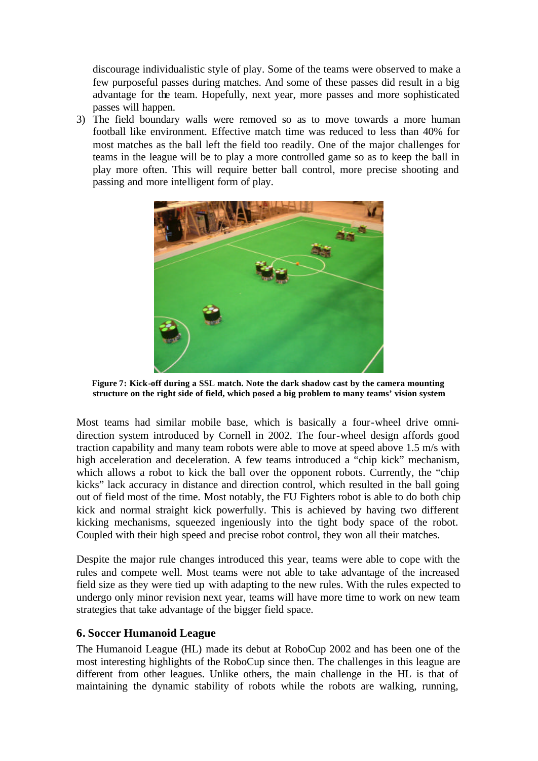discourage individualistic style of play. Some of the teams were observed to make a few purposeful passes during matches. And some of these passes did result in a big advantage for the team. Hopefully, next year, more passes and more sophisticated passes will happen.

3) The field boundary walls were removed so as to move towards a more human football like environment. Effective match time was reduced to less than 40% for most matches as the ball left the field too readily. One of the major challenges for teams in the league will be to play a more controlled game so as to keep the ball in play more often. This will require better ball control, more precise shooting and passing and more intelligent form of play.

**Figure 7: Kick-off during a SSL match. Note the dark shadow cast by the camera mounting structure on the right side of field, which posed a big problem to many teams' vision system**

Most teams had similar mobile base, which is basically a four-wheel drive omni-direction system introduced by Cornell in 2002. The four-wheel design affords good traction capability and many team robots were able to move at speed above 1.5 m/s with high acceleration and deceleration. A few teams introduced a "chip kick" mechanism, which allows a robot to kick the ball over the opponent robots. Currently, the "chip kicks" lack accuracy in distance and direction control, which resulted in the ball going out of field most of the time. Most notably, the FU Fighters robot is able to do both chip kick and normal straight kick powerfully. This is achieved by having two different kicking mechanisms, squeezed ingeniously into the tight body space of the robot. Coupled with their high speed and precise robot control, they won all their matches.

Despite the major rule changes introduced this year, teams were able to cope with the rules and compete well. Most teams were not able to take advantage of the increased field size as they were tied up with adapting to the new rules. With the rules expected to undergo only minor revision next year, teams will have more time to work on new team strategies that take advantage of the bigger field space.

## 6. Soccer Humanoid League

The Humanoid League (HL) made its debut at RoboCup 2002 and has been one of the most interesting highlights of the RoboCup since then. The challenges in this league are different from other leagues. Unlike others, the main challenge in the HL is that of maintaining the dynamic stability of robots while the robots are walking, running,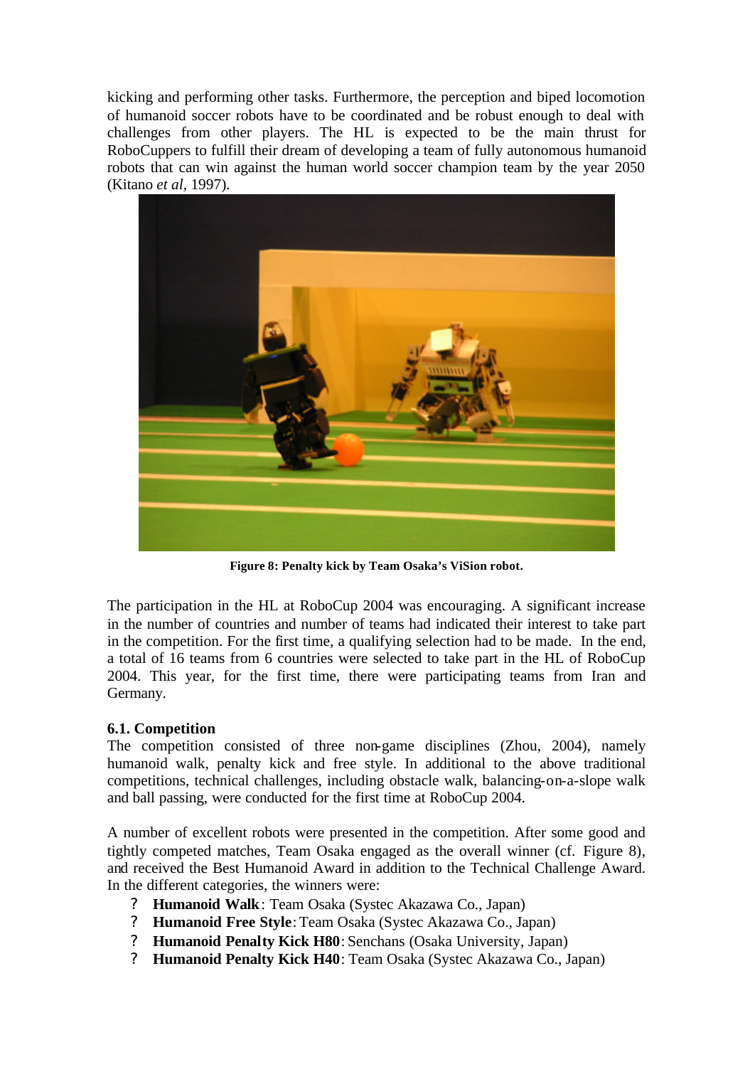kicking and performing other tasks. Furthermore, the perception and biped locomotion of humanoid soccer robots have to be coordinated and be robust enough to deal with challenges from other players. The HL is expected to be the main thrust for RoboCuppers to fulfill their dream of developing a team of fully autonomous humanoid robots that can win against the human world soccer champion team by the year 2050 (Kitano *et al*, 1997).

**Figure 8: Penalty kick by Team Osaka's ViSion robot.**

The participation in the HL at RoboCup 2004 was encouraging. A significant increase in the number of countries and number of teams had indicated their interest to take part in the competition. For the first time, a qualifying selection had to be made. In the end, a total of 16 teams from 6 countries were selected to take part in the HL of RoboCup 2004. This year, for the first time, there were participating teams from Iran and Germany.

### 6.1. Competition

The competition consisted of three non-game disciplines (Zhou, 2004), namely humanoid walk, penalty kick and free style. In additional to the above traditional competitions, technical challenges, including obstacle walk, balancing-on-a-slope walk and ball passing, were conducted for the first time at RoboCup 2004.

A number of excellent robots were presented in the competition. After some good and tightly competed matches, Team Osaka engaged as the overall winner (cf. Figure 8), and received the Best Humanoid Award in addition to the Technical Challenge Award. In the different categories, the winners were:

- **Humanoid Walk**: Team Osaka (Systec Akazawa Co., Japan)
- **Humanoid Free Style**: Team Osaka (Systec Akazawa Co., Japan)
- **Humanoid Penalty Kick H80**: Senchans (Osaka University, Japan)
- **Humanoid Penalty Kick H40**: Team Osaka (Systec Akazawa Co., Japan)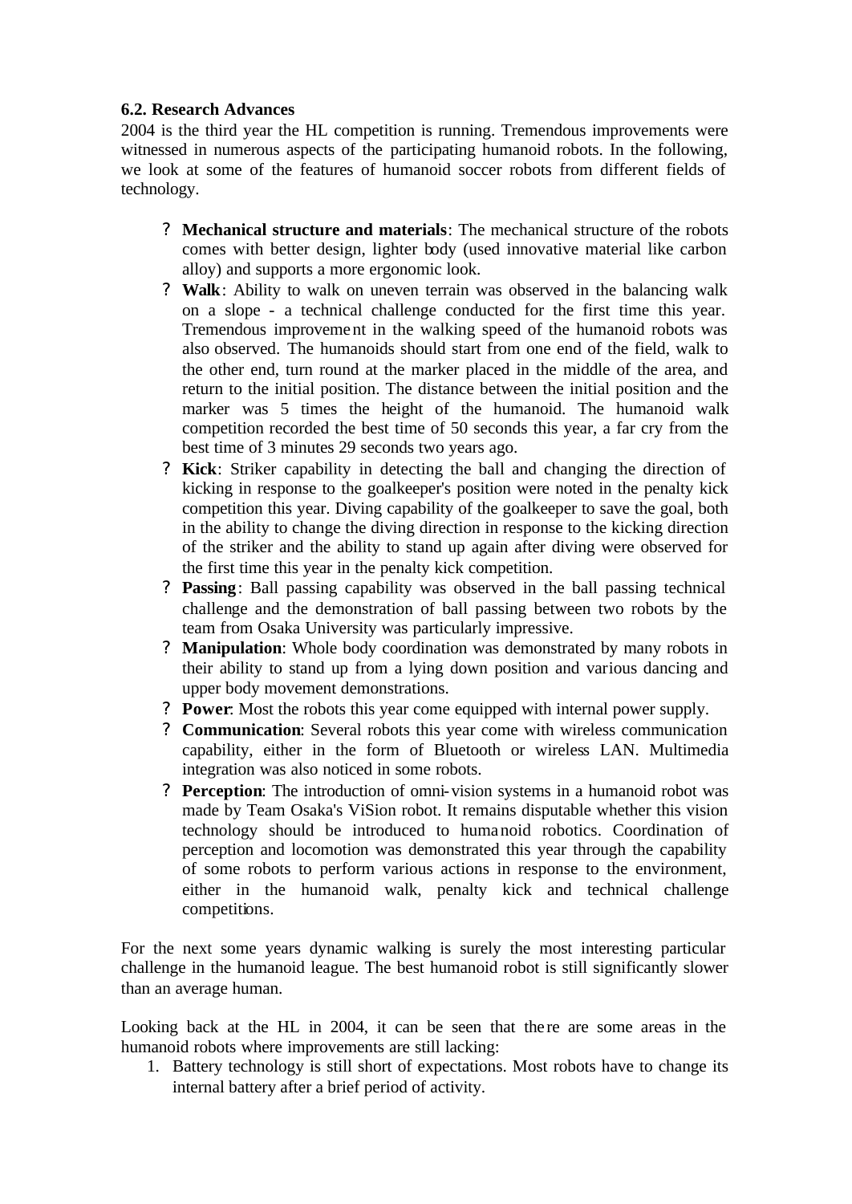### 6.2. Research Advances

2004 is the third year the HL competition is running. Tremendous improvements were witnessed in numerous aspects of the participating humanoid robots. In the following, we look at some of the features of humanoid soccer robots from different fields of technology.

- **Mechanical structure and materials**: The mechanical structure of the robots comes with better design, lighter body (used innovative material like carbon alloy) and supports a more ergonomic look.
- **Walk**: Ability to walk on uneven terrain was observed in the balancing walk on a slope - a technical challenge conducted for the first time this year. Tremendous improvement in the walking speed of the humanoid robots was also observed. The humanoids should start from one end of the field, walk to the other end, turn round at the marker placed in the middle of the area, and return to the initial position. The distance between the initial position and the marker was 5 times the height of the humanoid. The humanoid walk competition recorded the best time of 50 seconds this year, a far cry from the best time of 3 minutes 29 seconds two years ago.
- **Kick**: Striker capability in detecting the ball and changing the direction of kicking in response to the goalkeeper's position were noted in the penalty kick competition this year. Diving capability of the goalkeeper to save the goal, both in the ability to change the diving direction in response to the kicking direction of the striker and the ability to stand up again after diving were observed for the first time this year in the penalty kick competition.
- **Passing**: Ball passing capability was observed in the ball passing technical challenge and the demonstration of ball passing between two robots by the team from Osaka University was particularly impressive.
- **Manipulation**: Whole body coordination was demonstrated by many robots in their ability to stand up from a lying down position and various dancing and upper body movement demonstrations.
- **Power**: Most the robots this year come equipped with internal power supply.
- **Communication**: Several robots this year come with wireless communication capability, either in the form of Bluetooth or wireless LAN. Multimedia integration was also noticed in some robots.
- **Perception**: The introduction of omni-vision systems in a humanoid robot was made by Team Osaka's ViSion robot. It remains disputable whether this vision technology should be introduced to humanoid robotics. Coordination of perception and locomotion was demonstrated this year through the capability of some robots to perform various actions in response to the environment, either in the humanoid walk, penalty kick and technical challenge competitions.

For the next some years dynamic walking is surely the most interesting particular challenge in the humanoid league. The best humanoid robot is still significantly slower than an average human.

Looking back at the HL in 2004, it can be seen that there are some areas in the humanoid robots where improvements are still lacking:

1. Battery technology is still short of expectations. Most robots have to change its internal battery after a brief period of activity.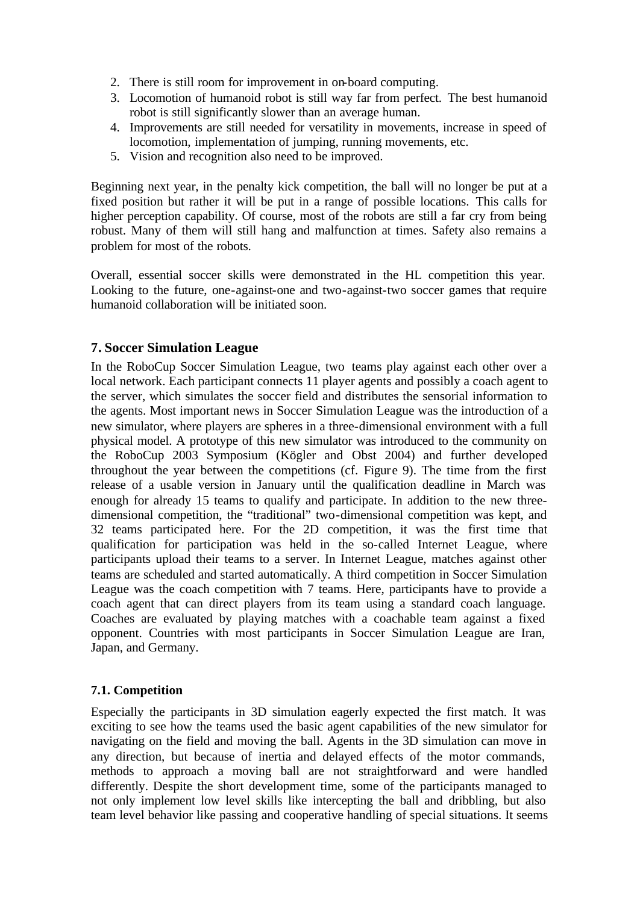2. There is still room for improvement in on-board computing.
3. Locomotion of humanoid robot is still way far from perfect. The best humanoid robot is still significantly slower than an average human.
4. Improvements are still needed for versatility in movements, increase in speed of locomotion, implementation of jumping, running movements, etc.
5. Vision and recognition also need to be improved.

Beginning next year, in the penalty kick competition, the ball will no longer be put at a fixed position but rather it will be put in a range of possible locations. This calls for higher perception capability. Of course, most of the robots are still a far cry from being robust. Many of them will still hang and malfunction at times. Safety also remains a problem for most of the robots.

Overall, essential soccer skills were demonstrated in the HL competition this year. Looking to the future, one-against-one and two-against-two soccer games that require humanoid collaboration will be initiated soon.

## 7. Soccer Simulation League

In the RoboCup Soccer Simulation League, two teams play against each other over a local network. Each participant connects 11 player agents and possibly a coach agent to the server, which simulates the soccer field and distributes the sensorial information to the agents. Most important news in Soccer Simulation League was the introduction of a new simulator, where players are spheres in a three-dimensional environment with a full physical model. A prototype of this new simulator was introduced to the community on the RoboCup 2003 Symposium (Kögler and Obst 2004) and further developed throughout the year between the competitions (cf. Figure 9). The time from the first release of a usable version in January until the qualification deadline in March was enough for already 15 teams to qualify and participate. In addition to the new three-dimensional competition, the "traditional" two-dimensional competition was kept, and 32 teams participated here. For the 2D competition, it was the first time that qualification for participation was held in the so-called Internet League, where participants upload their teams to a server. In Internet League, matches against other teams are scheduled and started automatically. A third competition in Soccer Simulation League was the coach competition with 7 teams. Here, participants have to provide a coach agent that can direct players from its team using a standard coach language. Coaches are evaluated by playing matches with a coachable team against a fixed opponent. Countries with most participants in Soccer Simulation League are Iran, Japan, and Germany.

### 7.1. Competition

Especially the participants in 3D simulation eagerly expected the first match. It was exciting to see how the teams used the basic agent capabilities of the new simulator for navigating on the field and moving the ball. Agents in the 3D simulation can move in any direction, but because of inertia and delayed effects of the motor commands, methods to approach a moving ball are not straightforward and were handled differently. Despite the short development time, some of the participants managed to not only implement low level skills like intercepting the ball and dribbling, but also team level behavior like passing and cooperative handling of special situations. It seems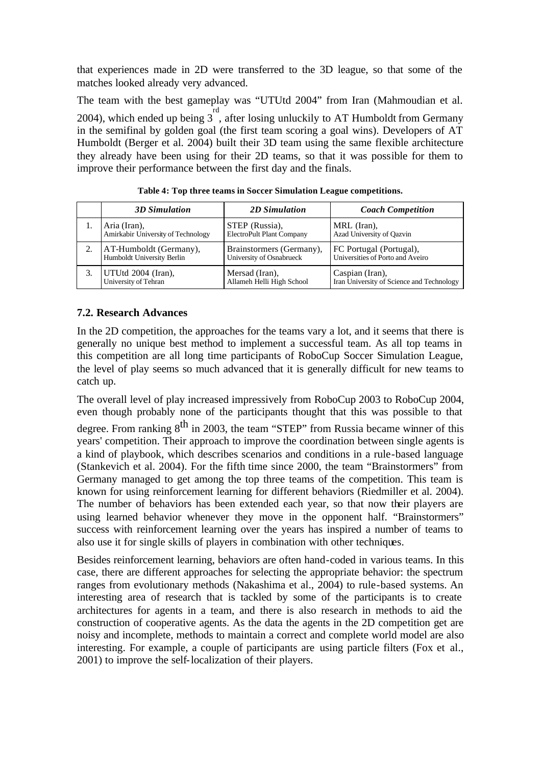that experiences made in 2D were transferred to the 3D league, so that some of the matches looked already very advanced.

The team with the best gameplay was "UTUtd 2004" from Iran (Mahmoudian et al. 2004), which ended up being 3rd, after losing unluckily to AT Humboldt from Germany in the semifinal by golden goal (the first team scoring a goal wins). Developers of AT Humboldt (Berger et al. 2004) built their 3D team using the same flexible architecture they already have been using for their 2D teams, so that it was possible for them to improve their performance between the first day and the finals.

**Table 4: Top three teams in Soccer Simulation League competitions.**

| | *3D Simulation* | *2D Simulation* | *Coach Competition* |
|---|---|---|---|
| 1. | Aria (Iran), Amirkabir University of Technology | STEP (Russia), ElectroPult Plant Company | MRL (Iran), Azad University of Qazvin |
| 2. | AT-Humboldt (Germany), Humboldt University Berlin | Brainstormers (Germany), University of Osnabrueck | FC Portugal (Portugal), Universities of Porto and Aveiro |
| 3. | UTUtd 2004 (Iran), University of Tehran | Mersad (Iran), Allameh Helli High School | Caspian (Iran), Iran University of Science and Technology |

### 7.2. Research Advances

In the 2D competition, the approaches for the teams vary a lot, and it seems that there is generally no unique best method to implement a successful team. As all top teams in this competition are all long time participants of RoboCup Soccer Simulation League, the level of play seems so much advanced that it is generally difficult for new teams to catch up.

The overall level of play increased impressively from RoboCup 2003 to RoboCup 2004, even though probably none of the participants thought that this was possible to that degree. From ranking 8th in 2003, the team "STEP" from Russia became winner of this years' competition. Their approach to improve the coordination between single agents is a kind of playbook, which describes scenarios and conditions in a rule-based language (Stankevich et al. 2004). For the fifth time since 2000, the team "Brainstormers" from Germany managed to get among the top three teams of the competition. This team is known for using reinforcement learning for different behaviors (Riedmiller et al. 2004). The number of behaviors has been extended each year, so that now their players are using learned behavior whenever they move in the opponent half. "Brainstormers" success with reinforcement learning over the years has inspired a number of teams to also use it for single skills of players in combination with other techniques.

Besides reinforcement learning, behaviors are often hand-coded in various teams. In this case, there are different approaches for selecting the appropriate behavior: the spectrum ranges from evolutionary methods (Nakashima et al., 2004) to rule-based systems. An interesting area of research that is tackled by some of the participants is to create architectures for agents in a team, and there is also research in methods to aid the construction of cooperative agents. As the data the agents in the 2D competition get are noisy and incomplete, methods to maintain a correct and complete world model are also interesting. For example, a couple of participants are using particle filters (Fox et al., 2001) to improve the self-localization of their players.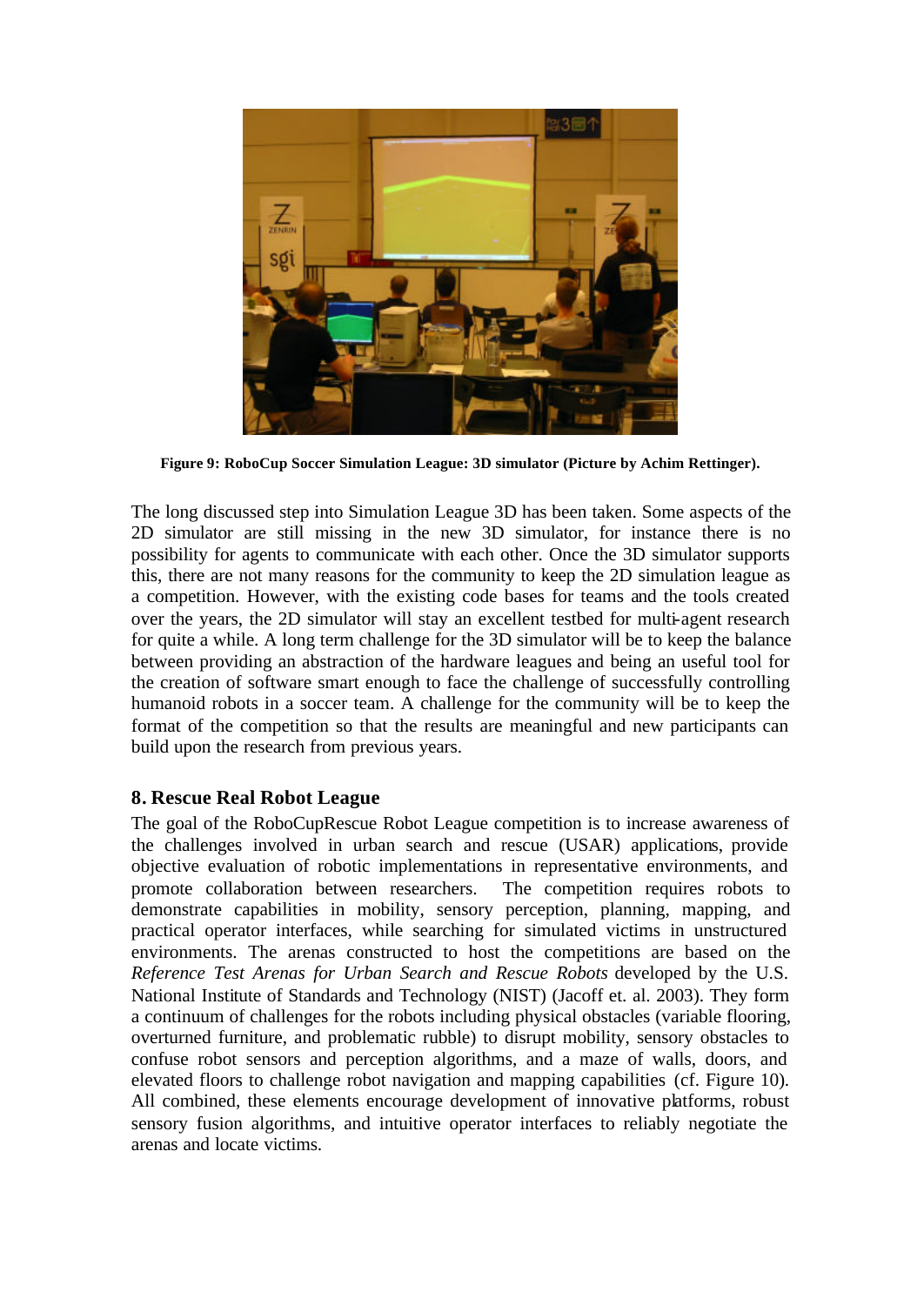**Figure 9: RoboCup Soccer Simulation League: 3D simulator (Picture by Achim Rettinger).**

The long discussed step into Simulation League 3D has been taken. Some aspects of the 2D simulator are still missing in the new 3D simulator, for instance there is no possibility for agents to communicate with each other. Once the 3D simulator supports this, there are not many reasons for the community to keep the 2D simulation league as a competition. However, with the existing code bases for teams and the tools created over the years, the 2D simulator will stay an excellent testbed for multi-agent research for quite a while. A long term challenge for the 3D simulator will be to keep the balance between providing an abstraction of the hardware leagues and being an useful tool for the creation of software smart enough to face the challenge of successfully controlling humanoid robots in a soccer team. A challenge for the community will be to keep the format of the competition so that the results are meaningful and new participants can build upon the research from previous years.

## 8. Rescue Real Robot League

The goal of the RoboCupRescue Robot League competition is to increase awareness of the challenges involved in urban search and rescue (USAR) applications, provide objective evaluation of robotic implementations in representative environments, and promote collaboration between researchers. The competition requires robots to demonstrate capabilities in mobility, sensory perception, planning, mapping, and practical operator interfaces, while searching for simulated victims in unstructured environments. The arenas constructed to host the competitions are based on the *Reference Test Arenas for Urban Search and Rescue Robots* developed by the U.S. National Institute of Standards and Technology (NIST) (Jacoff et. al. 2003). They form a continuum of challenges for the robots including physical obstacles (variable flooring, overturned furniture, and problematic rubble) to disrupt mobility, sensory obstacles to confuse robot sensors and perception algorithms, and a maze of walls, doors, and elevated floors to challenge robot navigation and mapping capabilities (cf. Figure 10). All combined, these elements encourage development of innovative platforms, robust sensory fusion algorithms, and intuitive operator interfaces to reliably negotiate the arenas and locate victims.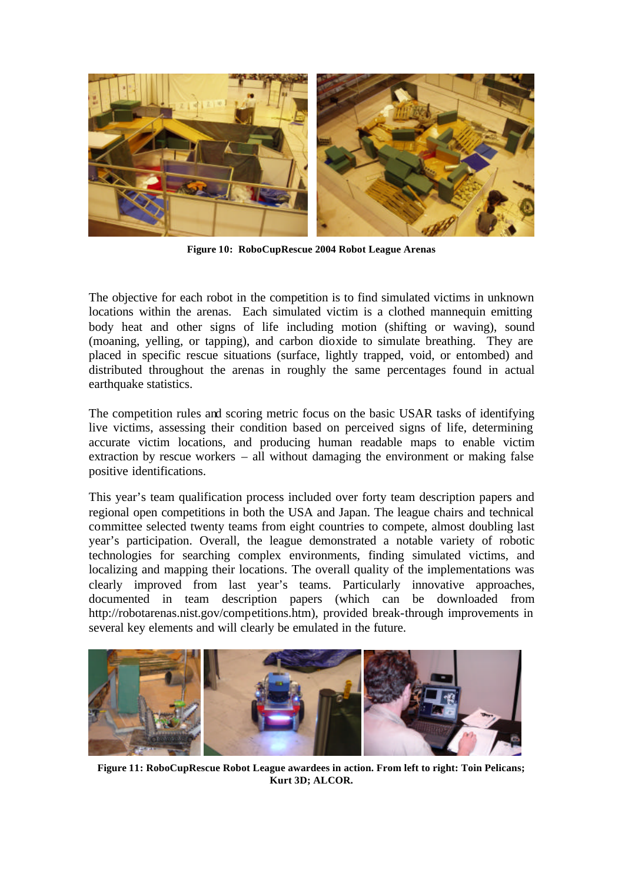Figure 10: RoboCupRescue 2004 Robot League Arenas

The objective for each robot in the competition is to find simulated victims in unknown locations within the arenas. Each simulated victim is a clothed mannequin emitting body heat and other signs of life including motion (shifting or waving), sound (moaning, yelling, or tapping), and carbon dioxide to simulate breathing. They are placed in specific rescue situations (surface, lightly trapped, void, or entombed) and distributed throughout the arenas in roughly the same percentages found in actual earthquake statistics.

The competition rules and scoring metric focus on the basic USAR tasks of identifying live victims, assessing their condition based on perceived signs of life, determining accurate victim locations, and producing human readable maps to enable victim extraction by rescue workers – all without damaging the environment or making false positive identifications.

This year's team qualification process included over forty team description papers and regional open competitions in both the USA and Japan. The league chairs and technical committee selected twenty teams from eight countries to compete, almost doubling last year's participation. Overall, the league demonstrated a notable variety of robotic technologies for searching complex environments, finding simulated victims, and localizing and mapping their locations. The overall quality of the implementations was clearly improved from last year's teams. Particularly innovative approaches, documented in team description papers (which can be downloaded from http://robotarenas.nist.gov/competitions.htm), provided break-through improvements in several key elements and will clearly be emulated in the future.

Figure 11: RoboCupRescue Robot League awardees in action. From left to right: Toin Pelicans; Kurt 3D; ALCOR.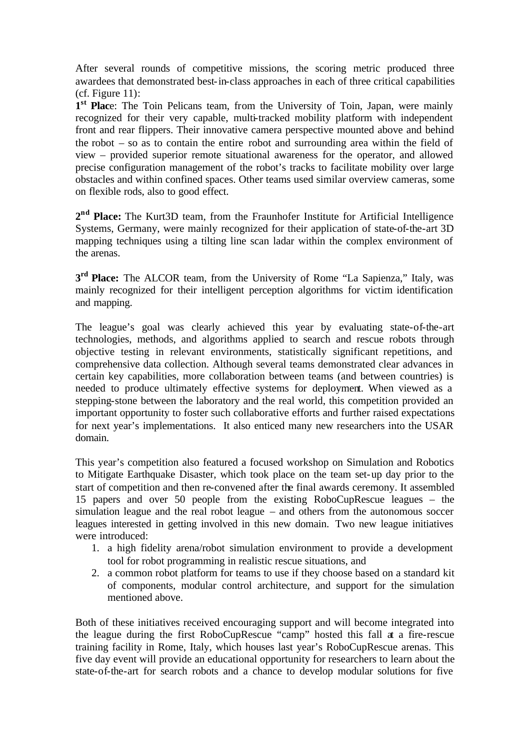After several rounds of competitive missions, the scoring metric produced three awardees that demonstrated best-in-class approaches in each of three critical capabilities (cf. Figure 11):

**1st Plac**e: The Toin Pelicans team, from the University of Toin, Japan, were mainly recognized for their very capable, multi-tracked mobility platform with independent front and rear flippers. Their innovative camera perspective mounted above and behind the robot – so as to contain the entire robot and surrounding area within the field of view – provided superior remote situational awareness for the operator, and allowed precise configuration management of the robot's tracks to facilitate mobility over large obstacles and within confined spaces. Other teams used similar overview cameras, some on flexible rods, also to good effect.

**2nd Place:** The Kurt3D team, from the Fraunhofer Institute for Artificial Intelligence Systems, Germany, were mainly recognized for their application of state-of-the-art 3D mapping techniques using a tilting line scan ladar within the complex environment of the arenas.

**3rd Place:** The ALCOR team, from the University of Rome "La Sapienza," Italy, was mainly recognized for their intelligent perception algorithms for victim identification and mapping.

The league's goal was clearly achieved this year by evaluating state-of-the-art technologies, methods, and algorithms applied to search and rescue robots through objective testing in relevant environments, statistically significant repetitions, and comprehensive data collection. Although several teams demonstrated clear advances in certain key capabilities, more collaboration between teams (and between countries) is needed to produce ultimately effective systems for deployment. When viewed as a stepping-stone between the laboratory and the real world, this competition provided an important opportunity to foster such collaborative efforts and further raised expectations for next year's implementations. It also enticed many new researchers into the USAR domain.

This year's competition also featured a focused workshop on Simulation and Robotics to Mitigate Earthquake Disaster, which took place on the team set-up day prior to the start of competition and then re-convened after the final awards ceremony. It assembled 15 papers and over 50 people from the existing RoboCupRescue leagues – the simulation league and the real robot league – and others from the autonomous soccer leagues interested in getting involved in this new domain. Two new league initiatives were introduced:

1. a high fidelity arena/robot simulation environment to provide a development tool for robot programming in realistic rescue situations, and
2. a common robot platform for teams to use if they choose based on a standard kit of components, modular control architecture, and support for the simulation mentioned above.

Both of these initiatives received encouraging support and will become integrated into the league during the first RoboCupRescue "camp" hosted this fall at a fire-rescue training facility in Rome, Italy, which houses last year's RoboCupRescue arenas. This five day event will provide an educational opportunity for researchers to learn about the state-of-the-art for search robots and a chance to develop modular solutions for five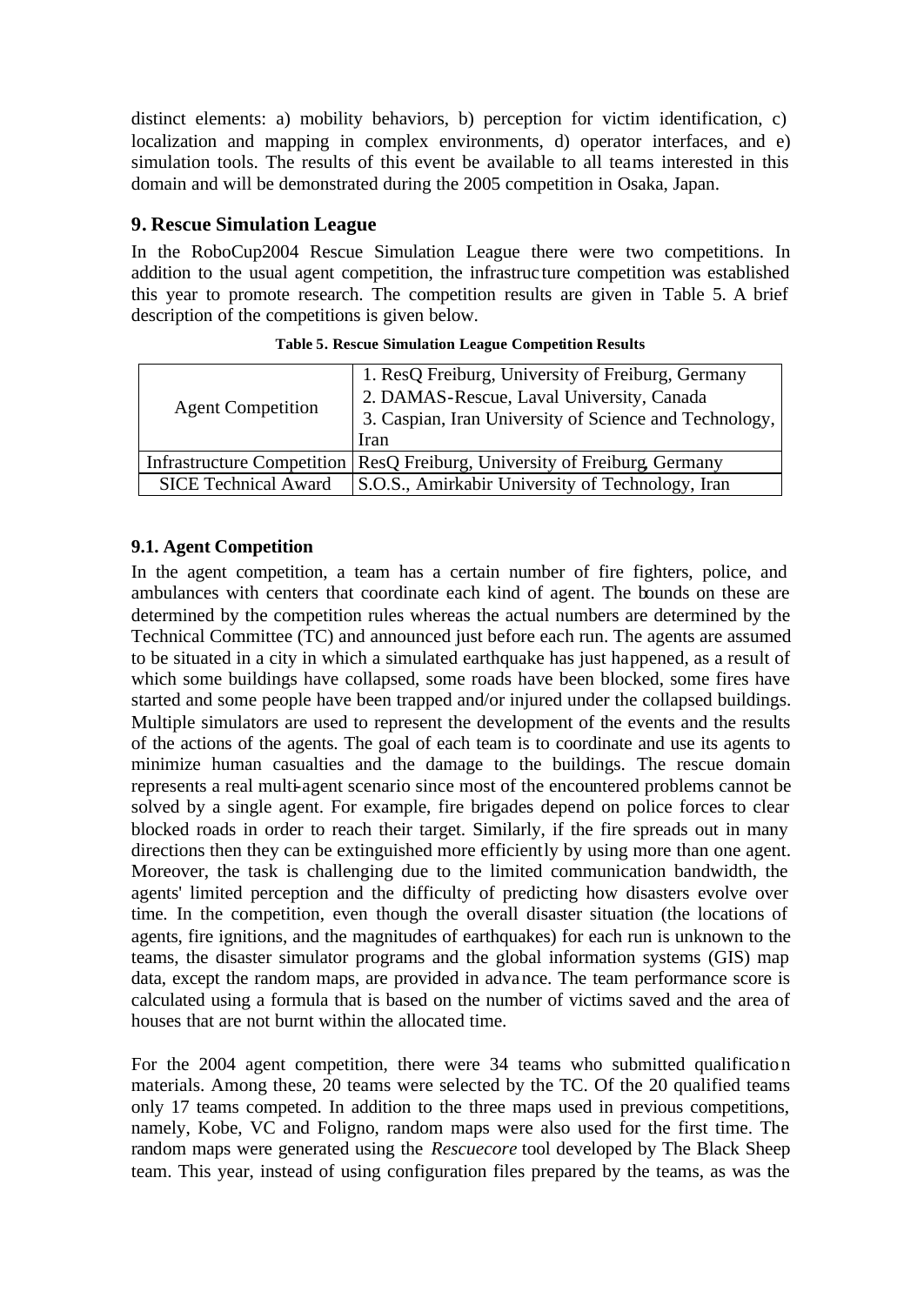distinct elements: a) mobility behaviors, b) perception for victim identification, c) localization and mapping in complex environments, d) operator interfaces, and e) simulation tools. The results of this event be available to all teams interested in this domain and will be demonstrated during the 2005 competition in Osaka, Japan.

## 9. Rescue Simulation League

In the RoboCup2004 Rescue Simulation League there were two competitions. In addition to the usual agent competition, the infrastructure competition was established this year to promote research. The competition results are given in Table 5. A brief description of the competitions is given below.

**Table 5. Rescue Simulation League Competition Results**

| | |
|---|---|
| Agent Competition | 1. ResQ Freiburg, University of Freiburg, Germany<br>2. DAMAS-Rescue, Laval University, Canada<br>3. Caspian, Iran University of Science and Technology, Iran |
| Infrastructure Competition | ResQ Freiburg, University of Freiburg, Germany |
| SICE Technical Award | S.O.S., Amirkabir University of Technology, Iran |

### 9.1. Agent Competition

In the agent competition, a team has a certain number of fire fighters, police, and ambulances with centers that coordinate each kind of agent. The bounds on these are determined by the competition rules whereas the actual numbers are determined by the Technical Committee (TC) and announced just before each run. The agents are assumed to be situated in a city in which a simulated earthquake has just happened, as a result of which some buildings have collapsed, some roads have been blocked, some fires have started and some people have been trapped and/or injured under the collapsed buildings. Multiple simulators are used to represent the development of the events and the results of the actions of the agents. The goal of each team is to coordinate and use its agents to minimize human casualties and the damage to the buildings. The rescue domain represents a real multi-agent scenario since most of the encountered problems cannot be solved by a single agent. For example, fire brigades depend on police forces to clear blocked roads in order to reach their target. Similarly, if the fire spreads out in many directions then they can be extinguished more efficiently by using more than one agent. Moreover, the task is challenging due to the limited communication bandwidth, the agents' limited perception and the difficulty of predicting how disasters evolve over time. In the competition, even though the overall disaster situation (the locations of agents, fire ignitions, and the magnitudes of earthquakes) for each run is unknown to the teams, the disaster simulator programs and the global information systems (GIS) map data, except the random maps, are provided in advance. The team performance score is calculated using a formula that is based on the number of victims saved and the area of houses that are not burnt within the allocated time.

For the 2004 agent competition, there were 34 teams who submitted qualification materials. Among these, 20 teams were selected by the TC. Of the 20 qualified teams only 17 teams competed. In addition to the three maps used in previous competitions, namely, Kobe, VC and Foligno, random maps were also used for the first time. The random maps were generated using the *Rescuecore* tool developed by The Black Sheep team. This year, instead of using configuration files prepared by the teams, as was the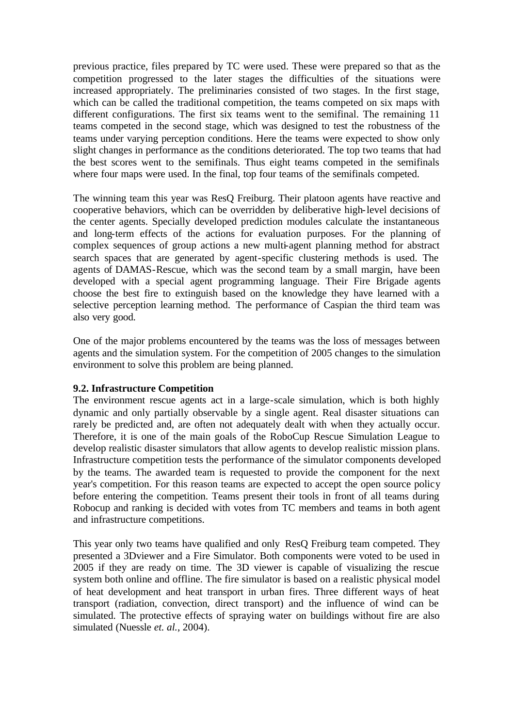previous practice, files prepared by TC were used. These were prepared so that as the competition progressed to the later stages the difficulties of the situations were increased appropriately. The preliminaries consisted of two stages. In the first stage, which can be called the traditional competition, the teams competed on six maps with different configurations. The first six teams went to the semifinal. The remaining 11 teams competed in the second stage, which was designed to test the robustness of the teams under varying perception conditions. Here the teams were expected to show only slight changes in performance as the conditions deteriorated. The top two teams that had the best scores went to the semifinals. Thus eight teams competed in the semifinals where four maps were used. In the final, top four teams of the semifinals competed.

The winning team this year was ResQ Freiburg. Their platoon agents have reactive and cooperative behaviors, which can be overridden by deliberative high-level decisions of the center agents. Specially developed prediction modules calculate the instantaneous and long-term effects of the actions for evaluation purposes. For the planning of complex sequences of group actions a new multi-agent planning method for abstract search spaces that are generated by agent-specific clustering methods is used. The agents of DAMAS-Rescue, which was the second team by a small margin, have been developed with a special agent programming language. Their Fire Brigade agents choose the best fire to extinguish based on the knowledge they have learned with a selective perception learning method. The performance of Caspian the third team was also very good.

One of the major problems encountered by the teams was the loss of messages between agents and the simulation system. For the competition of 2005 changes to the simulation environment to solve this problem are being planned.

**9.2. Infrastructure Competition**

The environment rescue agents act in a large-scale simulation, which is both highly dynamic and only partially observable by a single agent. Real disaster situations can rarely be predicted and, are often not adequately dealt with when they actually occur. Therefore, it is one of the main goals of the RoboCup Rescue Simulation League to develop realistic disaster simulators that allow agents to develop realistic mission plans. Infrastructure competition tests the performance of the simulator components developed by the teams. The awarded team is requested to provide the component for the next year's competition. For this reason teams are expected to accept the open source policy before entering the competition. Teams present their tools in front of all teams during Robocup and ranking is decided with votes from TC members and teams in both agent and infrastructure competitions.

This year only two teams have qualified and only ResQ Freiburg team competed. They presented a 3Dviewer and a Fire Simulator. Both components were voted to be used in 2005 if they are ready on time. The 3D viewer is capable of visualizing the rescue system both online and offline. The fire simulator is based on a realistic physical model of heat development and heat transport in urban fires. Three different ways of heat transport (radiation, convection, direct transport) and the influence of wind can be simulated. The protective effects of spraying water on buildings without fire are also simulated (Nuessle *et. al.*, 2004).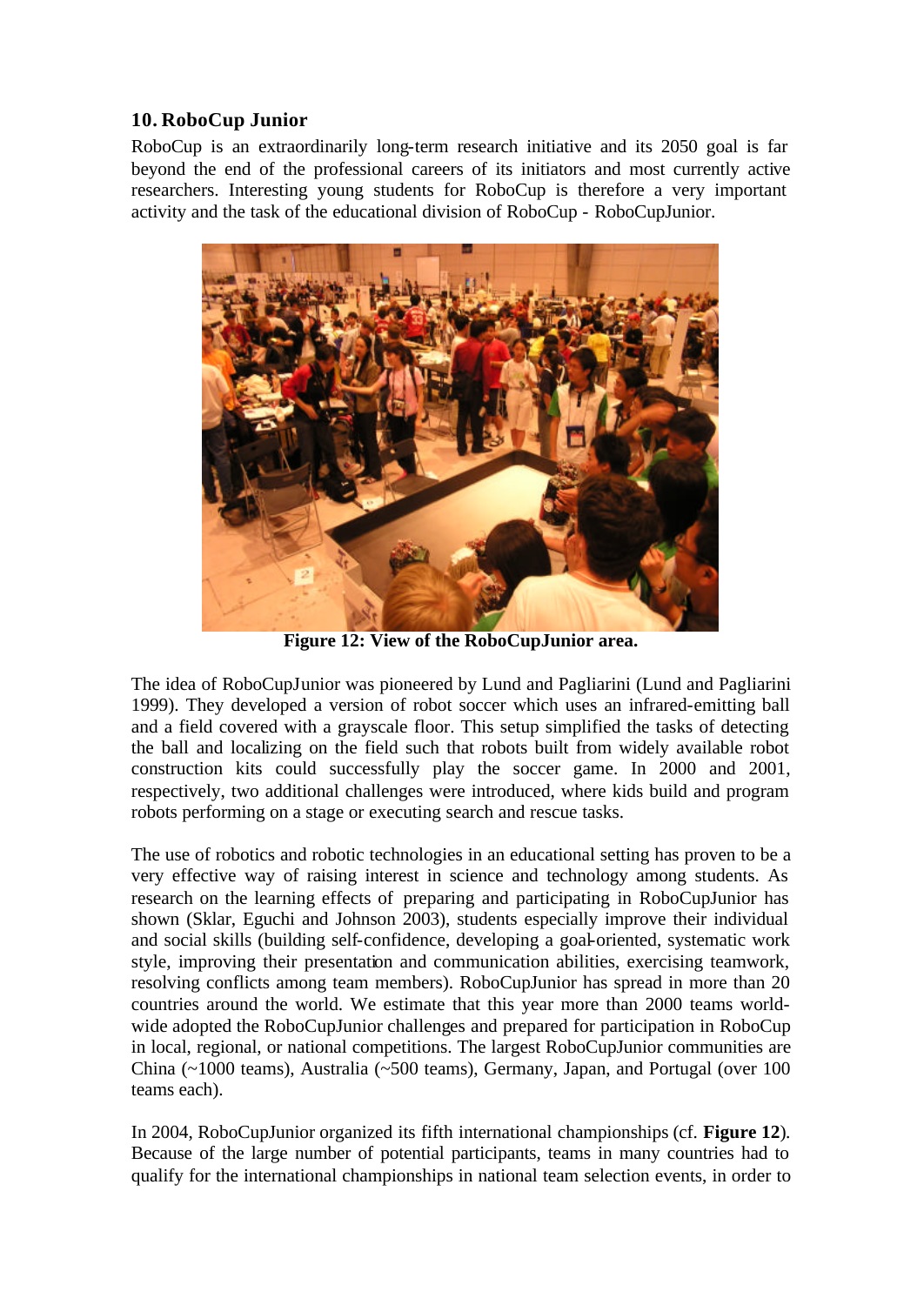## 10. RoboCup Junior

RoboCup is an extraordinarily long-term research initiative and its 2050 goal is far beyond the end of the professional careers of its initiators and most currently active researchers. Interesting young students for RoboCup is therefore a very important activity and the task of the educational division of RoboCup - RoboCupJunior.

**Figure 12: View of the RoboCupJunior area.**

The idea of RoboCupJunior was pioneered by Lund and Pagliarini (Lund and Pagliarini 1999). They developed a version of robot soccer which uses an infrared-emitting ball and a field covered with a grayscale floor. This setup simplified the tasks of detecting the ball and localizing on the field such that robots built from widely available robot construction kits could successfully play the soccer game. In 2000 and 2001, respectively, two additional challenges were introduced, where kids build and program robots performing on a stage or executing search and rescue tasks.

The use of robotics and robotic technologies in an educational setting has proven to be a very effective way of raising interest in science and technology among students. As research on the learning effects of preparing and participating in RoboCupJunior has shown (Sklar, Eguchi and Johnson 2003), students especially improve their individual and social skills (building self-confidence, developing a goal-oriented, systematic work style, improving their presentation and communication abilities, exercising teamwork, resolving conflicts among team members). RoboCupJunior has spread in more than 20 countries around the world. We estimate that this year more than 2000 teams world-wide adopted the RoboCupJunior challenges and prepared for participation in RoboCup in local, regional, or national competitions. The largest RoboCupJunior communities are China (~1000 teams), Australia (~500 teams), Germany, Japan, and Portugal (over 100 teams each).

In 2004, RoboCupJunior organized its fifth international championships (cf. **Figure 12**). Because of the large number of potential participants, teams in many countries had to qualify for the international championships in national team selection events, in order to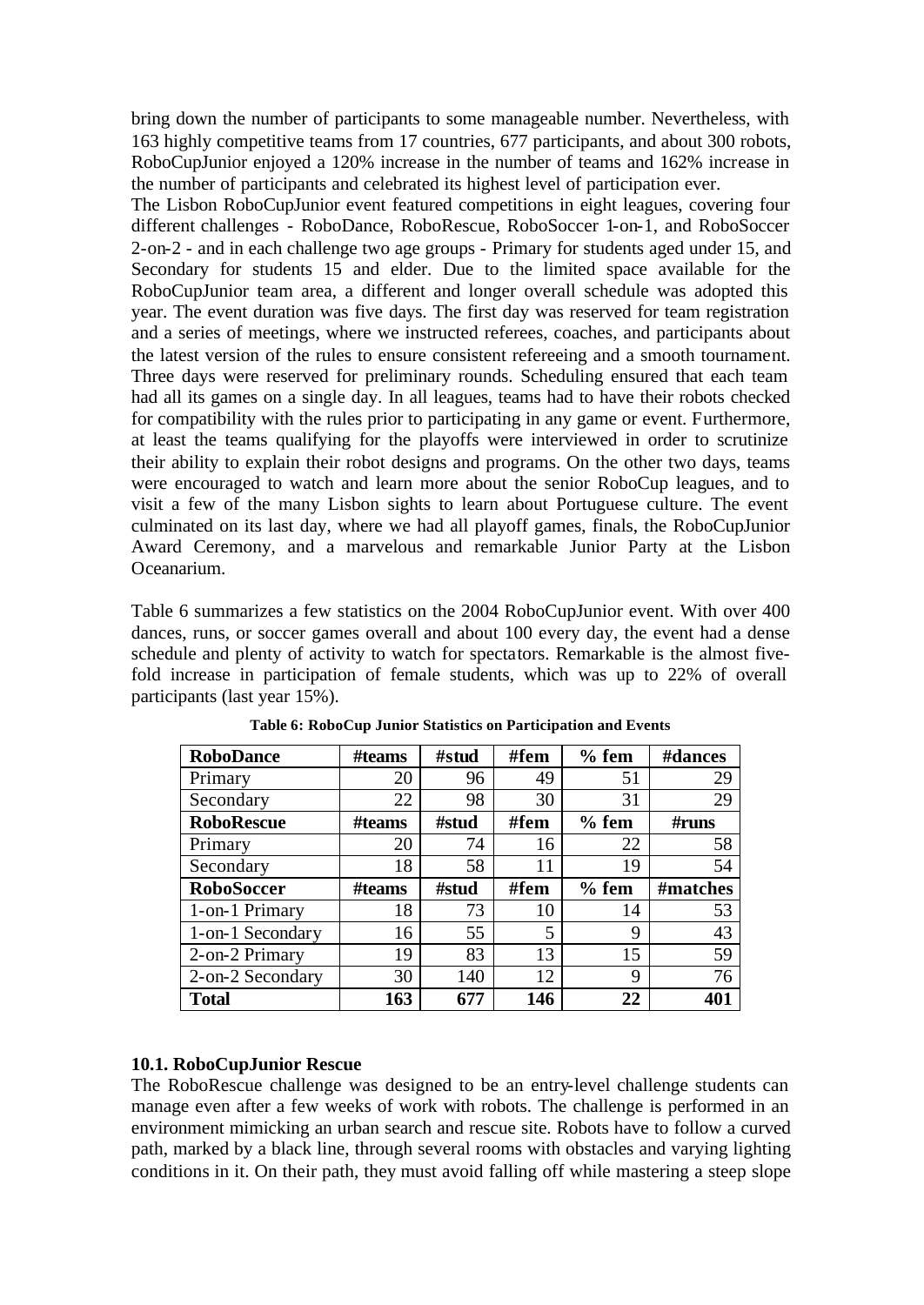bring down the number of participants to some manageable number. Nevertheless, with 163 highly competitive teams from 17 countries, 677 participants, and about 300 robots, RoboCupJunior enjoyed a 120% increase in the number of teams and 162% increase in the number of participants and celebrated its highest level of participation ever.

The Lisbon RoboCupJunior event featured competitions in eight leagues, covering four different challenges - RoboDance, RoboRescue, RoboSoccer 1-on-1, and RoboSoccer 2-on-2 - and in each challenge two age groups - Primary for students aged under 15, and Secondary for students 15 and elder. Due to the limited space available for the RoboCupJunior team area, a different and longer overall schedule was adopted this year. The event duration was five days. The first day was reserved for team registration and a series of meetings, where we instructed referees, coaches, and participants about the latest version of the rules to ensure consistent refereeing and a smooth tournament. Three days were reserved for preliminary rounds. Scheduling ensured that each team had all its games on a single day. In all leagues, teams had to have their robots checked for compatibility with the rules prior to participating in any game or event. Furthermore, at least the teams qualifying for the playoffs were interviewed in order to scrutinize their ability to explain their robot designs and programs. On the other two days, teams were encouraged to watch and learn more about the senior RoboCup leagues, and to visit a few of the many Lisbon sights to learn about Portuguese culture. The event culminated on its last day, where we had all playoff games, finals, the RoboCupJunior Award Ceremony, and a marvelous and remarkable Junior Party at the Lisbon Oceanarium.

Table 6 summarizes a few statistics on the 2004 RoboCupJunior event. With over 400 dances, runs, or soccer games overall and about 100 every day, the event had a dense schedule and plenty of activity to watch for spectators. Remarkable is the almost five-fold increase in participation of female students, which was up to 22% of overall participants (last year 15%).

**Table 6: RoboCup Junior Statistics on Participation and Events**

| **RoboDance** | **#teams** | **#stud** | **#fem** | **% fem** | **#dances** |
|---|---|---|---|---|---|
| Primary | 20 | 96 | 49 | 51 | 29 |
| Secondary | 22 | 98 | 30 | 31 | 29 |
| **RoboRescue** | **#teams** | **#stud** | **#fem** | **% fem** | **#runs** |
| Primary | 20 | 74 | 16 | 22 | 58 |
| Secondary | 18 | 58 | 11 | 19 | 54 |
| **RoboSoccer** | **#teams** | **#stud** | **#fem** | **% fem** | **#matches** |
| 1-on-1 Primary | 18 | 73 | 10 | 14 | 53 |
| 1-on-1 Secondary | 16 | 55 | 5 | 9 | 43 |
| 2-on-2 Primary | 19 | 83 | 13 | 15 | 59 |
| 2-on-2 Secondary | 30 | 140 | 12 | 9 | 76 |
| **Total** | **163** | **677** | **146** | **22** | **401** |

### 10.1. RoboCupJunior Rescue

The RoboRescue challenge was designed to be an entry-level challenge students can manage even after a few weeks of work with robots. The challenge is performed in an environment mimicking an urban search and rescue site. Robots have to follow a curved path, marked by a black line, through several rooms with obstacles and varying lighting conditions in it. On their path, they must avoid falling off while mastering a steep slope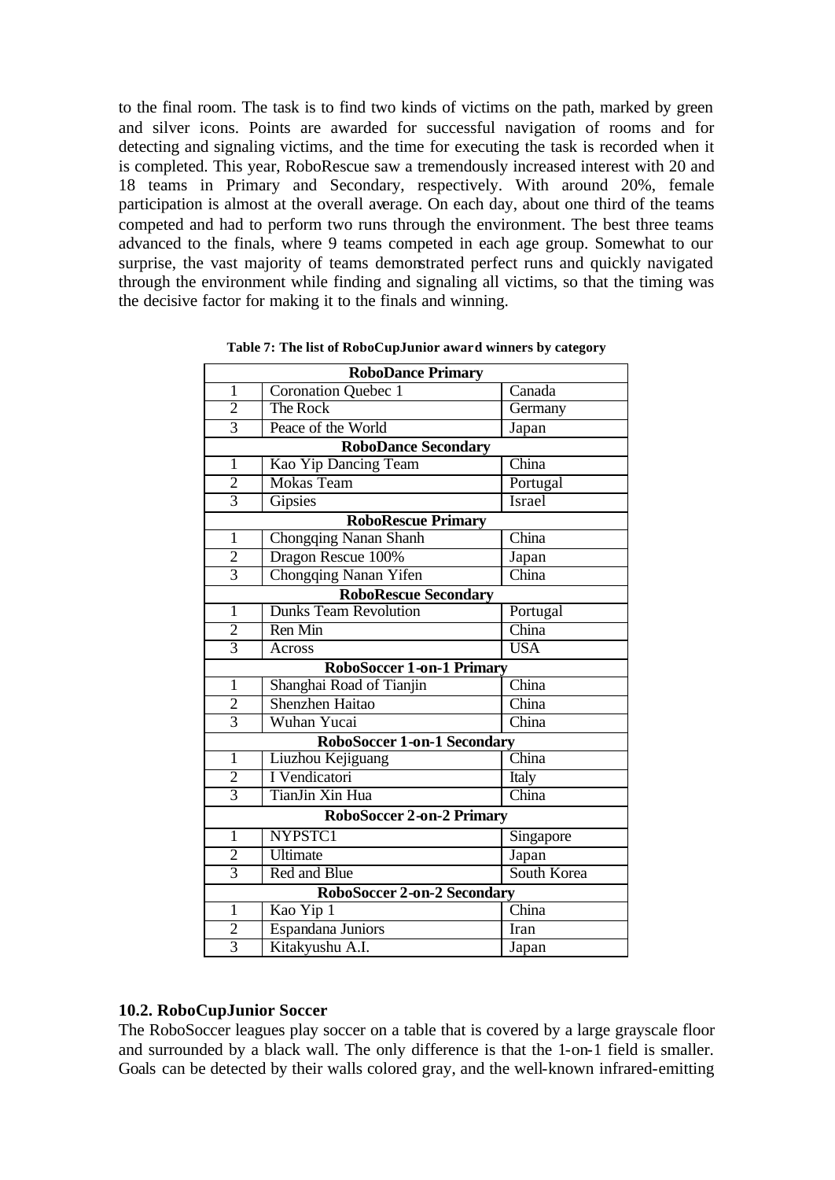to the final room. The task is to find two kinds of victims on the path, marked by green and silver icons. Points are awarded for successful navigation of rooms and for detecting and signaling victims, and the time for executing the task is recorded when it is completed. This year, RoboRescue saw a tremendously increased interest with 20 and 18 teams in Primary and Secondary, respectively. With around 20%, female participation is almost at the overall average. On each day, about one third of the teams competed and had to perform two runs through the environment. The best three teams advanced to the finals, where 9 teams competed in each age group. Somewhat to our surprise, the vast majority of teams demonstrated perfect runs and quickly navigated through the environment while finding and signaling all victims, so that the timing was the decisive factor for making it to the finals and winning.

**Table 7: The list of RoboCupJunior award winners by category**

| **RoboDance Primary** | | |
|---|---|---|
| 1 | Coronation Quebec 1 | Canada |
| 2 | The Rock | Germany |
| 3 | Peace of the World | Japan |
| **RoboDance Secondary** | | |
| 1 | Kao Yip Dancing Team | China |
| 2 | Mokas Team | Portugal |
| 3 | Gipsies | Israel |
| **RoboRescue Primary** | | |
| 1 | Chongqing Nanan Shanh | China |
| 2 | Dragon Rescue 100% | Japan |
| 3 | Chongqing Nanan Yifen | China |
| **RoboRescue Secondary** | | |
| 1 | Dunks Team Revolution | Portugal |
| 2 | Ren Min | China |
| 3 | Across | USA |
| **RoboSoccer 1-on-1 Primary** | | |
| 1 | Shanghai Road of Tianjin | China |
| 2 | Shenzhen Haitao | China |
| 3 | Wuhan Yucai | China |
| **RoboSoccer 1-on-1 Secondary** | | |
| 1 | Liuzhou Kejiguang | China |
| 2 | I Vendicatori | Italy |
| 3 | TianJin Xin Hua | China |
| **RoboSoccer 2-on-2 Primary** | | |
| 1 | NYPSTC1 | Singapore |
| 2 | Ultimate | Japan |
| 3 | Red and Blue | South Korea |
| **RoboSoccer 2-on-2 Secondary** | | |
| 1 | Kao Yip 1 | China |
| 2 | Espandana Juniors | Iran |
| 3 | Kitakyushu A.I. | Japan |

### 10.2. RoboCupJunior Soccer

The RoboSoccer leagues play soccer on a table that is covered by a large grayscale floor and surrounded by a black wall. The only difference is that the 1-on-1 field is smaller. Goals can be detected by their walls colored gray, and the well-known infrared-emitting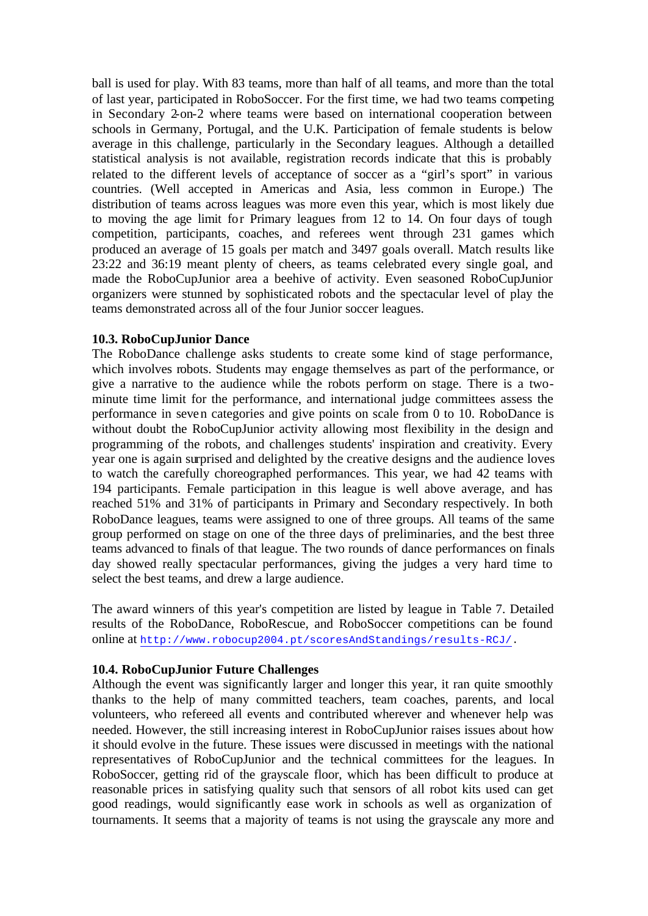ball is used for play. With 83 teams, more than half of all teams, and more than the total of last year, participated in RoboSoccer. For the first time, we had two teams competing in Secondary 2-on-2 where teams were based on international cooperation between schools in Germany, Portugal, and the U.K. Participation of female students is below average in this challenge, particularly in the Secondary leagues. Although a detailled statistical analysis is not available, registration records indicate that this is probably related to the different levels of acceptance of soccer as a "girl's sport" in various countries. (Well accepted in Americas and Asia, less common in Europe.) The distribution of teams across leagues was more even this year, which is most likely due to moving the age limit for Primary leagues from 12 to 14. On four days of tough competition, participants, coaches, and referees went through 231 games which produced an average of 15 goals per match and 3497 goals overall. Match results like 23:22 and 36:19 meant plenty of cheers, as teams celebrated every single goal, and made the RoboCupJunior area a beehive of activity. Even seasoned RoboCupJunior organizers were stunned by sophisticated robots and the spectacular level of play the teams demonstrated across all of the four Junior soccer leagues.

### 10.3. RoboCupJunior Dance

The RoboDance challenge asks students to create some kind of stage performance, which involves robots. Students may engage themselves as part of the performance, or give a narrative to the audience while the robots perform on stage. There is a two-minute time limit for the performance, and international judge committees assess the performance in seven categories and give points on scale from 0 to 10. RoboDance is without doubt the RoboCupJunior activity allowing most flexibility in the design and programming of the robots, and challenges students' inspiration and creativity. Every year one is again surprised and delighted by the creative designs and the audience loves to watch the carefully choreographed performances. This year, we had 42 teams with 194 participants. Female participation in this league is well above average, and has reached 51% and 31% of participants in Primary and Secondary respectively. In both RoboDance leagues, teams were assigned to one of three groups. All teams of the same group performed on stage on one of the three days of preliminaries, and the best three teams advanced to finals of that league. The two rounds of dance performances on finals day showed really spectacular performances, giving the judges a very hard time to select the best teams, and drew a large audience.

The award winners of this year's competition are listed by league in Table 7. Detailed results of the RoboDance, RoboRescue, and RoboSoccer competitions can be found online at http://www.robocup2004.pt/scoresAndStandings/results-RCJ/.

### 10.4. RoboCupJunior Future Challenges

Although the event was significantly larger and longer this year, it ran quite smoothly thanks to the help of many committed teachers, team coaches, parents, and local volunteers, who refereed all events and contributed wherever and whenever help was needed. However, the still increasing interest in RoboCupJunior raises issues about how it should evolve in the future. These issues were discussed in meetings with the national representatives of RoboCupJunior and the technical committees for the leagues. In RoboSoccer, getting rid of the grayscale floor, which has been difficult to produce at reasonable prices in satisfying quality such that sensors of all robot kits used can get good readings, would significantly ease work in schools as well as organization of tournaments. It seems that a majority of teams is not using the grayscale any more and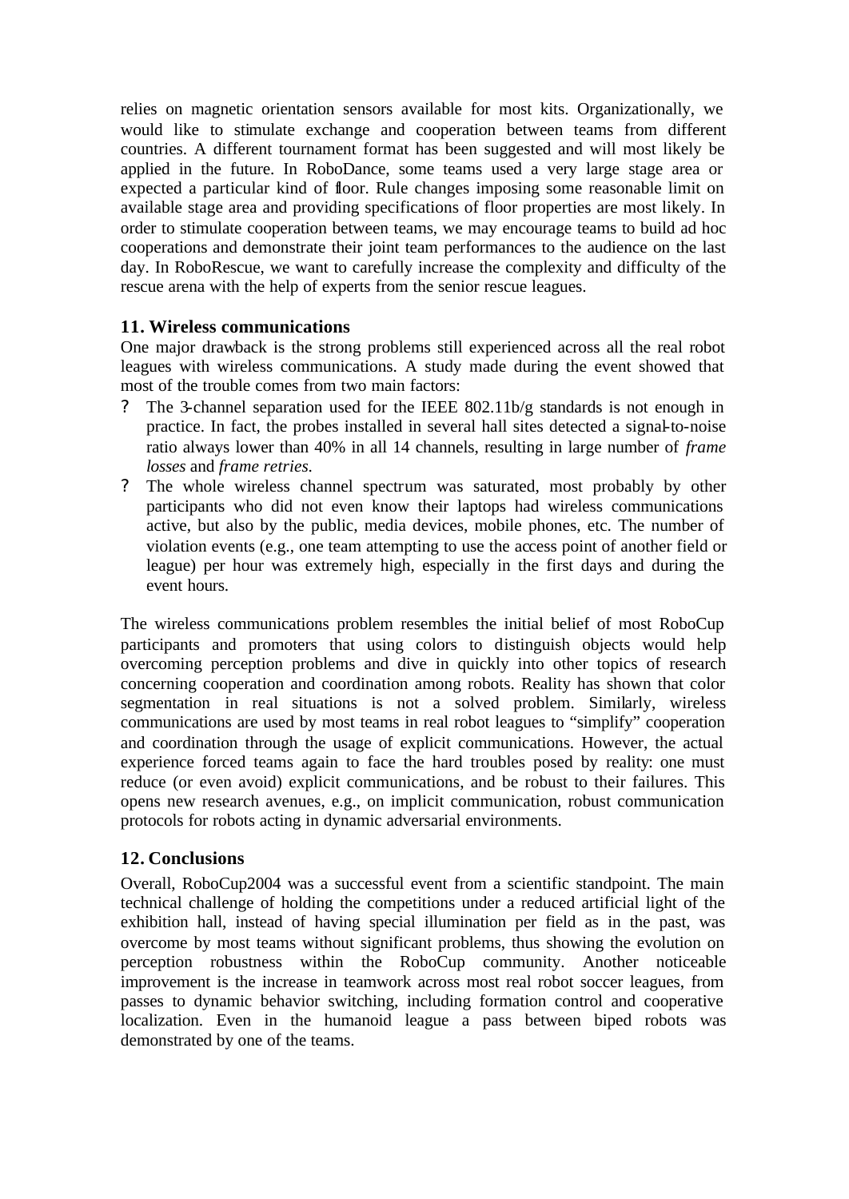relies on magnetic orientation sensors available for most kits. Organizationally, we would like to stimulate exchange and cooperation between teams from different countries. A different tournament format has been suggested and will most likely be applied in the future. In RoboDance, some teams used a very large stage area or expected a particular kind of floor. Rule changes imposing some reasonable limit on available stage area and providing specifications of floor properties are most likely. In order to stimulate cooperation between teams, we may encourage teams to build ad hoc cooperations and demonstrate their joint team performances to the audience on the last day. In RoboRescue, we want to carefully increase the complexity and difficulty of the rescue arena with the help of experts from the senior rescue leagues.

## 11. Wireless communications

One major drawback is the strong problems still experienced across all the real robot leagues with wireless communications. A study made during the event showed that most of the trouble comes from two main factors:

- The 3-channel separation used for the IEEE 802.11b/g standards is not enough in practice. In fact, the probes installed in several hall sites detected a signal-to-noise ratio always lower than 40% in all 14 channels, resulting in large number of *frame losses* and *frame retries*.
- The whole wireless channel spectrum was saturated, most probably by other participants who did not even know their laptops had wireless communications active, but also by the public, media devices, mobile phones, etc. The number of violation events (e.g., one team attempting to use the access point of another field or league) per hour was extremely high, especially in the first days and during the event hours.

The wireless communications problem resembles the initial belief of most RoboCup participants and promoters that using colors to distinguish objects would help overcoming perception problems and dive in quickly into other topics of research concerning cooperation and coordination among robots. Reality has shown that color segmentation in real situations is not a solved problem. Similarly, wireless communications are used by most teams in real robot leagues to "simplify" cooperation and coordination through the usage of explicit communications. However, the actual experience forced teams again to face the hard troubles posed by reality: one must reduce (or even avoid) explicit communications, and be robust to their failures. This opens new research avenues, e.g., on implicit communication, robust communication protocols for robots acting in dynamic adversarial environments.

## 12. Conclusions

Overall, RoboCup2004 was a successful event from a scientific standpoint. The main technical challenge of holding the competitions under a reduced artificial light of the exhibition hall, instead of having special illumination per field as in the past, was overcome by most teams without significant problems, thus showing the evolution on perception robustness within the RoboCup community. Another noticeable improvement is the increase in teamwork across most real robot soccer leagues, from passes to dynamic behavior switching, including formation control and cooperative localization. Even in the humanoid league a pass between biped robots was demonstrated by one of the teams.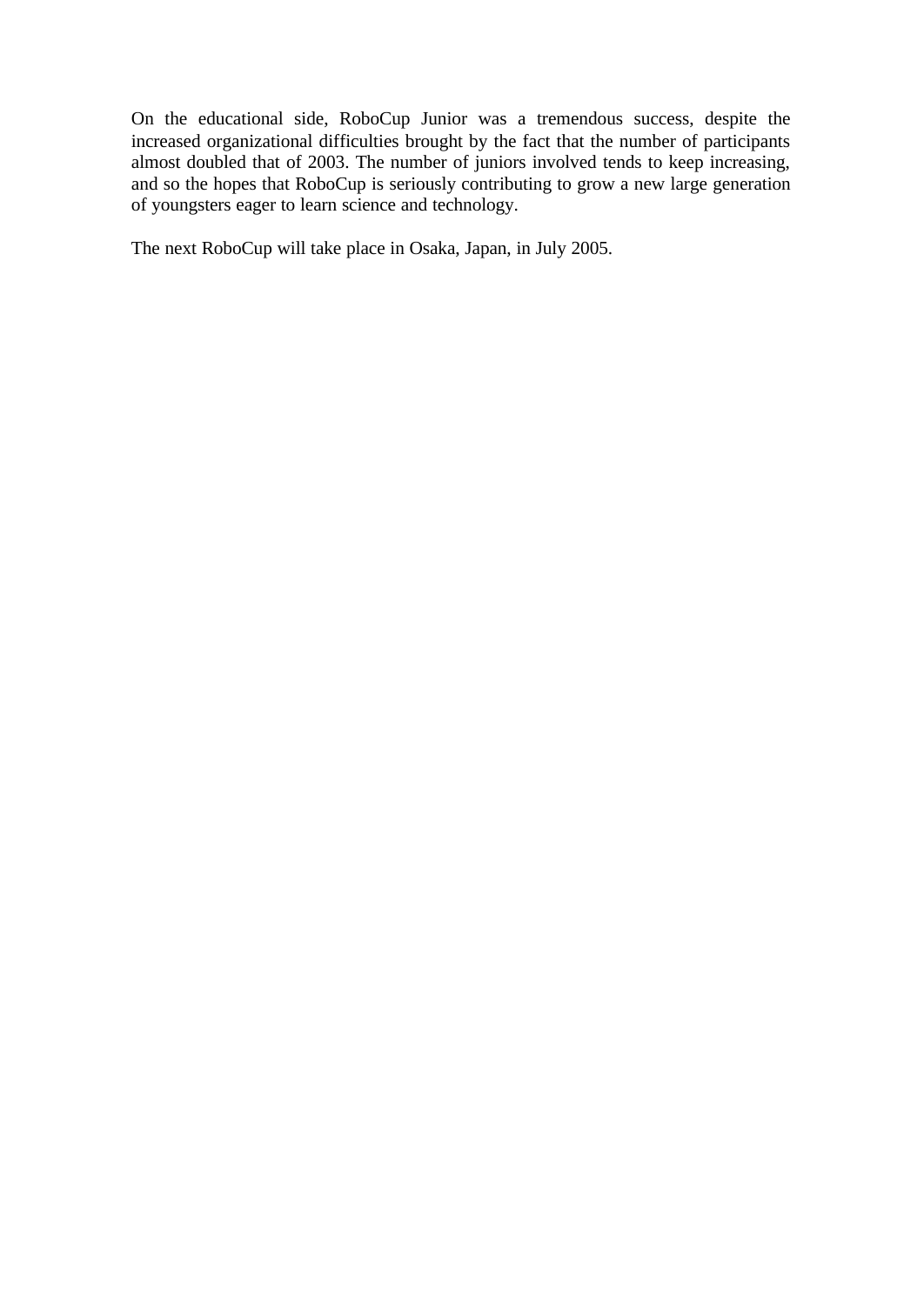On the educational side, RoboCup Junior was a tremendous success, despite the increased organizational difficulties brought by the fact that the number of participants almost doubled that of 2003. The number of juniors involved tends to keep increasing, and so the hopes that RoboCup is seriously contributing to grow a new large generation of youngsters eager to learn science and technology.

The next RoboCup will take place in Osaka, Japan, in July 2005.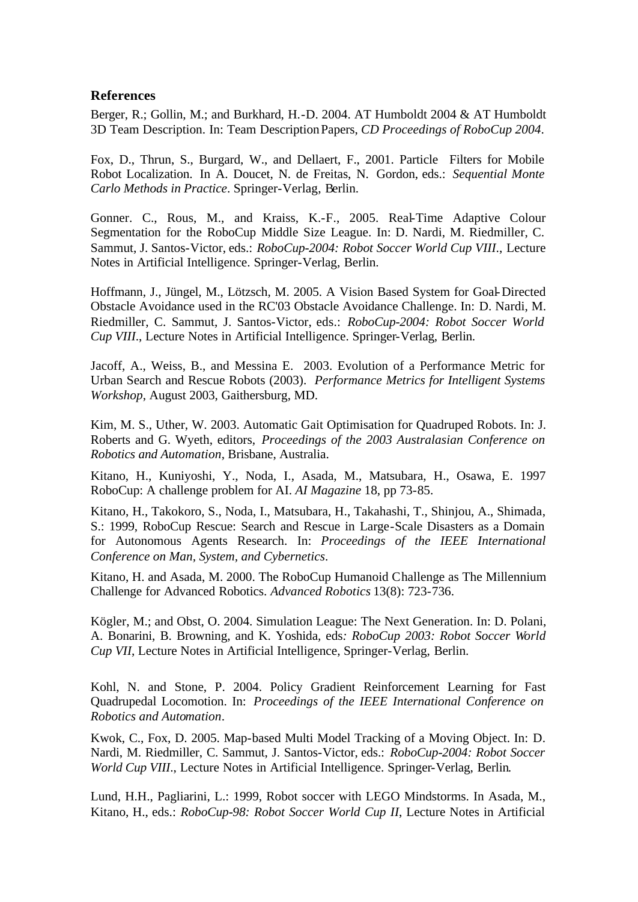## References

Berger, R.; Gollin, M.; and Burkhard, H.-D. 2004. AT Humboldt 2004 & AT Humboldt 3D Team Description. In: Team Description Papers, *CD Proceedings of RoboCup 2004*.

Fox, D., Thrun, S., Burgard, W., and Dellaert, F., 2001. Particle Filters for Mobile Robot Localization. In A. Doucet, N. de Freitas, N. Gordon, eds.: *Sequential Monte Carlo Methods in Practice*. Springer-Verlag, Berlin.

Gonner. C., Rous, M., and Kraiss, K.-F., 2005. Real-Time Adaptive Colour Segmentation for the RoboCup Middle Size League. In: D. Nardi, M. Riedmiller, C. Sammut, J. Santos-Victor, eds.: *RoboCup-2004: Robot Soccer World Cup VIII*., Lecture Notes in Artificial Intelligence. Springer-Verlag, Berlin.

Hoffmann, J., Jüngel, M., Lötzsch, M. 2005. A Vision Based System for Goal-Directed Obstacle Avoidance used in the RC'03 Obstacle Avoidance Challenge. In: D. Nardi, M. Riedmiller, C. Sammut, J. Santos-Victor, eds.: *RoboCup-2004: Robot Soccer World Cup VIII*., Lecture Notes in Artificial Intelligence. Springer-Verlag, Berlin.

Jacoff, A., Weiss, B., and Messina E. 2003. Evolution of a Performance Metric for Urban Search and Rescue Robots (2003). *Performance Metrics for Intelligent Systems Workshop*, August 2003, Gaithersburg, MD.

Kim, M. S., Uther, W. 2003. Automatic Gait Optimisation for Quadruped Robots. In: J. Roberts and G. Wyeth, editors, *Proceedings of the 2003 Australasian Conference on Robotics and Automation*, Brisbane, Australia.

Kitano, H., Kuniyoshi, Y., Noda, I., Asada, M., Matsubara, H., Osawa, E. 1997 RoboCup: A challenge problem for AI. *AI Magazine* 18, pp 73-85.

Kitano, H., Takokoro, S., Noda, I., Matsubara, H., Takahashi, T., Shinjou, A., Shimada, S.: 1999, RoboCup Rescue: Search and Rescue in Large-Scale Disasters as a Domain for Autonomous Agents Research. In: *Proceedings of the IEEE International Conference on Man, System, and Cybernetics*.

Kitano, H. and Asada, M. 2000. The RoboCup Humanoid Challenge as The Millennium Challenge for Advanced Robotics. *Advanced Robotics* 13(8): 723-736.

Kögler, M.; and Obst, O. 2004. Simulation League: The Next Generation. In: D. Polani, A. Bonarini, B. Browning, and K. Yoshida, eds*: RoboCup 2003: Robot Soccer World Cup VII*, Lecture Notes in Artificial Intelligence, Springer-Verlag, Berlin.

Kohl, N. and Stone, P. 2004. Policy Gradient Reinforcement Learning for Fast Quadrupedal Locomotion. In: *Proceedings of the IEEE International Conference on Robotics and Automation*.

Kwok, C., Fox, D. 2005. Map-based Multi Model Tracking of a Moving Object. In: D. Nardi, M. Riedmiller, C. Sammut, J. Santos-Victor, eds.: *RoboCup-2004: Robot Soccer World Cup VIII*., Lecture Notes in Artificial Intelligence. Springer-Verlag, Berlin.

Lund, H.H., Pagliarini, L.: 1999, Robot soccer with LEGO Mindstorms. In Asada, M., Kitano, H., eds.: *RoboCup-98: Robot Soccer World Cup II*, Lecture Notes in Artificial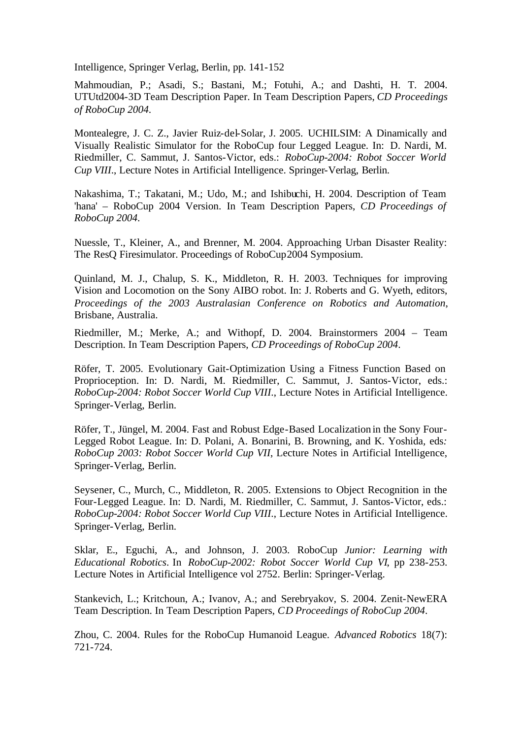Intelligence, Springer Verlag, Berlin, pp. 141-152

Mahmoudian, P.; Asadi, S.; Bastani, M.; Fotuhi, A.; and Dashti, H. T. 2004. UTUtd2004-3D Team Description Paper. In Team Description Papers, *CD Proceedings of RoboCup 2004*.

Montealegre, J. C. Z., Javier Ruiz-del-Solar, J. 2005. UCHILSIM: A Dinamically and Visually Realistic Simulator for the RoboCup four Legged League. In: D. Nardi, M. Riedmiller, C. Sammut, J. Santos-Victor, eds.: *RoboCup-2004: Robot Soccer World Cup VIII*., Lecture Notes in Artificial Intelligence. Springer-Verlag, Berlin.

Nakashima, T.; Takatani, M.; Udo, M.; and Ishibuchi, H. 2004. Description of Team 'hana' – RoboCup 2004 Version. In Team Description Papers, *CD Proceedings of RoboCup 2004*.

Nuessle, T., Kleiner, A., and Brenner, M. 2004. Approaching Urban Disaster Reality: The ResQ Firesimulator. Proceedings of RoboCup2004 Symposium.

Quinland, M. J., Chalup, S. K., Middleton, R. H. 2003. Techniques for improving Vision and Locomotion on the Sony AIBO robot. In: J. Roberts and G. Wyeth, editors, *Proceedings of the 2003 Australasian Conference on Robotics and Automation*, Brisbane, Australia.

Riedmiller, M.; Merke, A.; and Withopf, D. 2004. Brainstormers 2004 – Team Description. In Team Description Papers, *CD Proceedings of RoboCup 2004*.

Röfer, T. 2005. Evolutionary Gait-Optimization Using a Fitness Function Based on Proprioception. In: D. Nardi, M. Riedmiller, C. Sammut, J. Santos-Victor, eds.: *RoboCup-2004: Robot Soccer World Cup VIII*., Lecture Notes in Artificial Intelligence. Springer-Verlag, Berlin.

Röfer, T., Jüngel, M. 2004. Fast and Robust Edge-Based Localization in the Sony Four-Legged Robot League. In: D. Polani, A. Bonarini, B. Browning, and K. Yoshida, eds*: RoboCup 2003: Robot Soccer World Cup VII*, Lecture Notes in Artificial Intelligence, Springer-Verlag, Berlin.

Seysener, C., Murch, C., Middleton, R. 2005. Extensions to Object Recognition in the Four-Legged League. In: D. Nardi, M. Riedmiller, C. Sammut, J. Santos-Victor, eds.: *RoboCup-2004: Robot Soccer World Cup VIII*., Lecture Notes in Artificial Intelligence. Springer-Verlag, Berlin.

Sklar, E., Eguchi, A., and Johnson, J. 2003. RoboCup *Junior: Learning with Educational Robotics*. In *RoboCup-2002: Robot Soccer World Cup VI*, pp 238-253. Lecture Notes in Artificial Intelligence vol 2752. Berlin: Springer-Verlag.

Stankevich, L.; Kritchoun, A.; Ivanov, A.; and Serebryakov, S. 2004. Zenit-NewERA Team Description. In Team Description Papers, *CD Proceedings of RoboCup 2004*.

Zhou, C. 2004. Rules for the RoboCup Humanoid League. *Advanced Robotics* 18(7): 721-724.